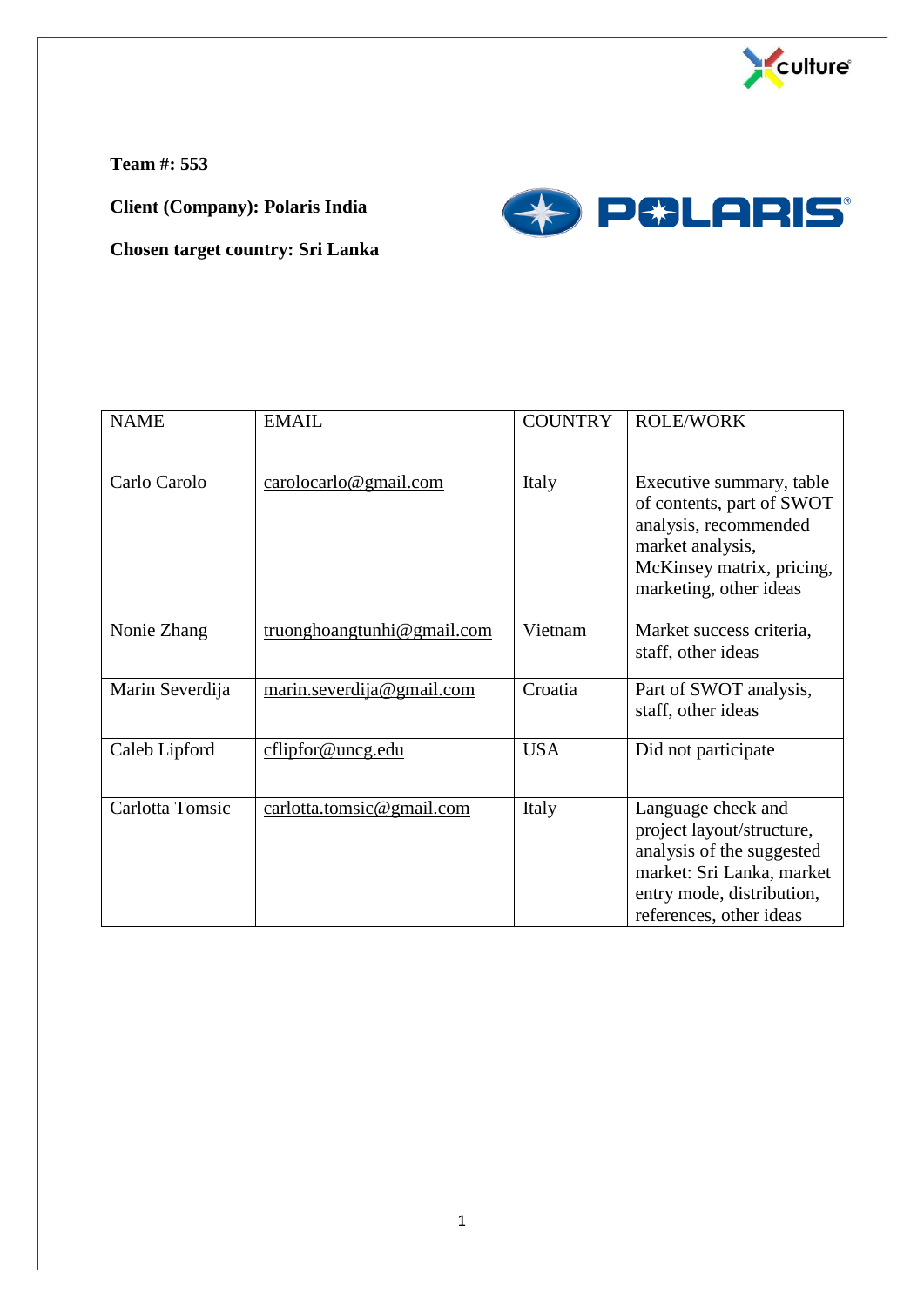**Team #: 553**

**Client (Company): Polaris India**

**Chosen target country: Sri Lanka**

| NAME | EMAIL | COUNTRY | ROLE/WORK |
|---|---|---|---|
| Carlo Carolo | carolocarlo@gmail.com | Italy | Executive summary, table of contents, part of SWOT analysis, recommended market analysis, McKinsey matrix, pricing, marketing, other ideas |
| Nonie Zhang | truonghoangtunhi@gmail.com | Vietnam | Market success criteria, staff, other ideas |
| Marin Severdija | marin.severdija@gmail.com | Croatia | Part of SWOT analysis, staff, other ideas |
| Caleb Lipford | cflipfor@uncg.edu | USA | Did not participate |
| Carlotta Tomsic | carlotta.tomsic@gmail.com | Italy | Language check and project layout/structure, analysis of the suggested market: Sri Lanka, market entry mode, distribution, references, other ideas |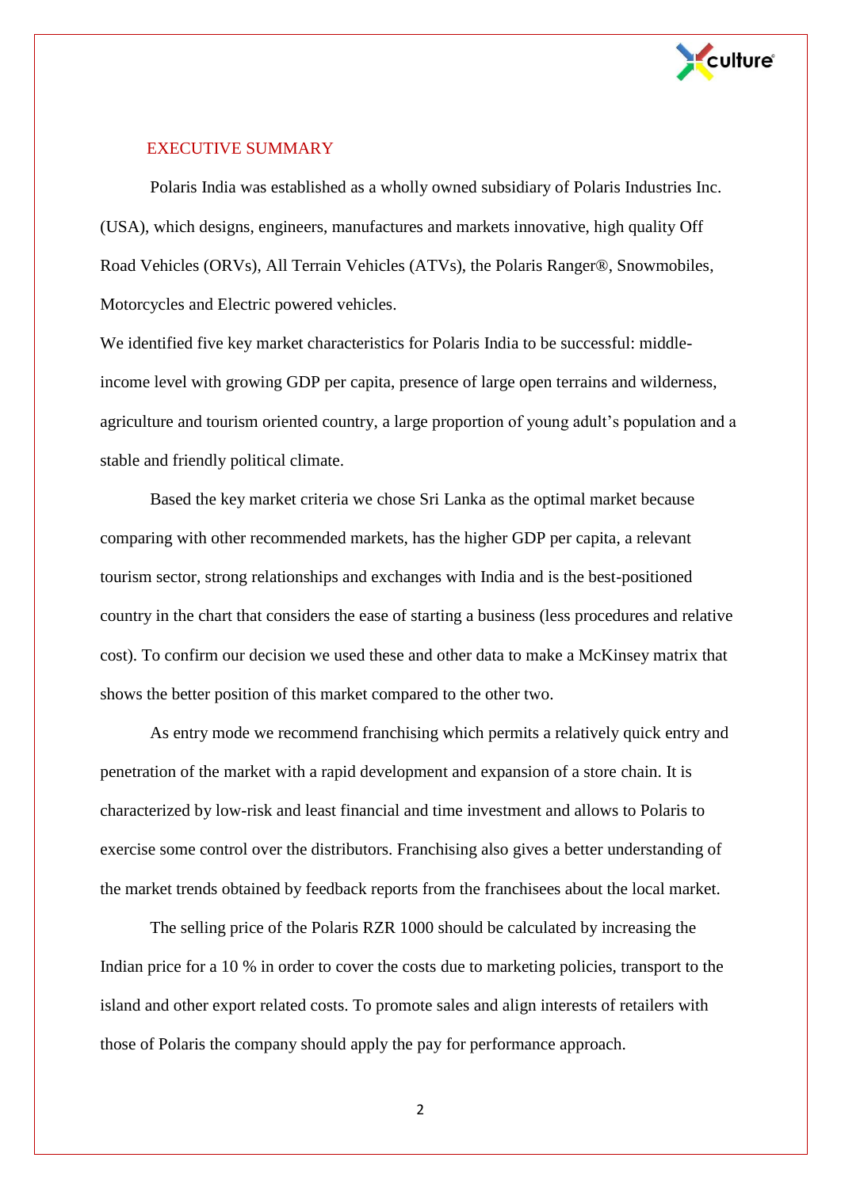## EXECUTIVE SUMMARY

Polaris India was established as a wholly owned subsidiary of Polaris Industries Inc. (USA), which designs, engineers, manufactures and markets innovative, high quality Off Road Vehicles (ORVs), All Terrain Vehicles (ATVs), the Polaris Ranger®, Snowmobiles, Motorcycles and Electric powered vehicles.

We identified five key market characteristics for Polaris India to be successful: middle-income level with growing GDP per capita, presence of large open terrains and wilderness, agriculture and tourism oriented country, a large proportion of young adult's population and a stable and friendly political climate.

Based the key market criteria we chose Sri Lanka as the optimal market because comparing with other recommended markets, has the higher GDP per capita, a relevant tourism sector, strong relationships and exchanges with India and is the best-positioned country in the chart that considers the ease of starting a business (less procedures and relative cost). To confirm our decision we used these and other data to make a McKinsey matrix that shows the better position of this market compared to the other two.

As entry mode we recommend franchising which permits a relatively quick entry and penetration of the market with a rapid development and expansion of a store chain. It is characterized by low-risk and least financial and time investment and allows to Polaris to exercise some control over the distributors. Franchising also gives a better understanding of the market trends obtained by feedback reports from the franchisees about the local market.

The selling price of the Polaris RZR 1000 should be calculated by increasing the Indian price for a 10 % in order to cover the costs due to marketing policies, transport to the island and other export related costs. To promote sales and align interests of retailers with those of Polaris the company should apply the pay for performance approach.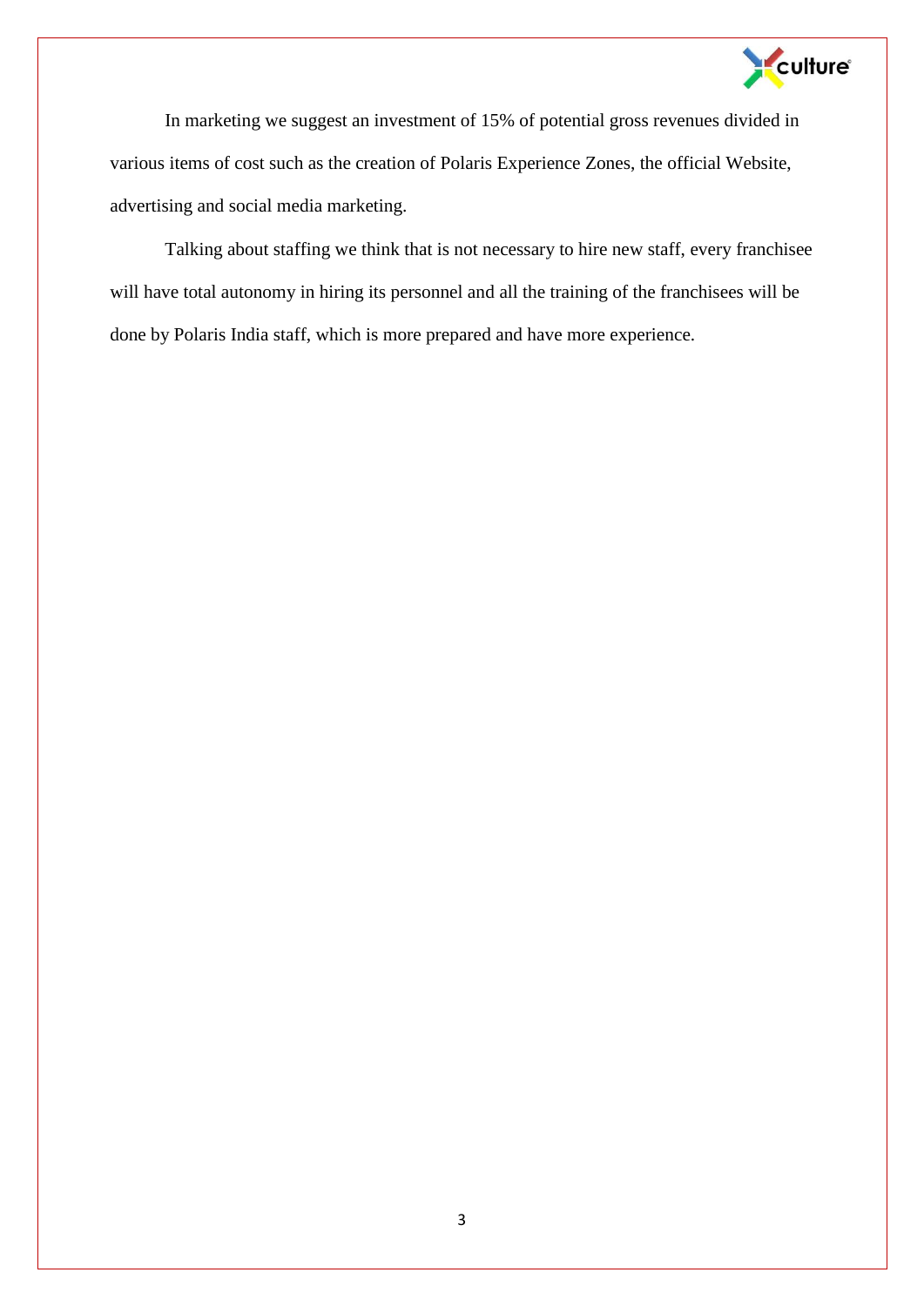In marketing we suggest an investment of 15% of potential gross revenues divided in various items of cost such as the creation of Polaris Experience Zones, the official Website, advertising and social media marketing.

Talking about staffing we think that is not necessary to hire new staff, every franchisee will have total autonomy in hiring its personnel and all the training of the franchisees will be done by Polaris India staff, which is more prepared and have more experience.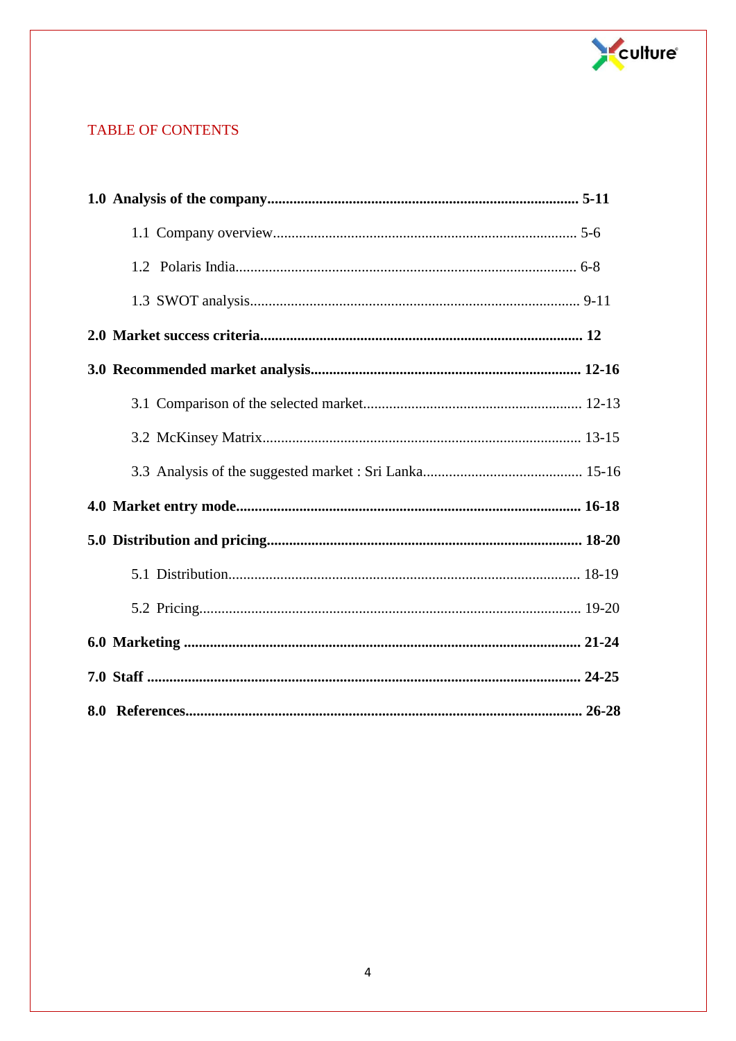# TABLE OF CONTENTS

**1.0 Analysis of the company.................................................................................... 5-11**

- 1.1 Company overview................................................................................. 5-6
- 1.2 Polaris India........................................................................................... 6-8
- 1.3 SWOT analysis........................................................................................ 9-11

**2.0 Market success criteria...................................................................................... 12**

**3.0 Recommended market analysis........................................................................ 12-16**

- 3.1 Comparison of the selected market........................................................... 12-13
- 3.2 McKinsey Matrix..................................................................................... 13-15
- 3.3 Analysis of the suggested market : Sri Lanka........................................... 15-16

**4.0 Market entry mode............................................................................................ 16-18**

**5.0 Distribution and pricing.................................................................................... 18-20**

- 5.1 Distribution............................................................................................. 18-19
- 5.2 Pricing..................................................................................................... 19-20

**6.0 Marketing ......................................................................................................... 21-24**

**7.0 Staff .................................................................................................................. 24-25**

**8.0 References......................................................................................................... 26-28**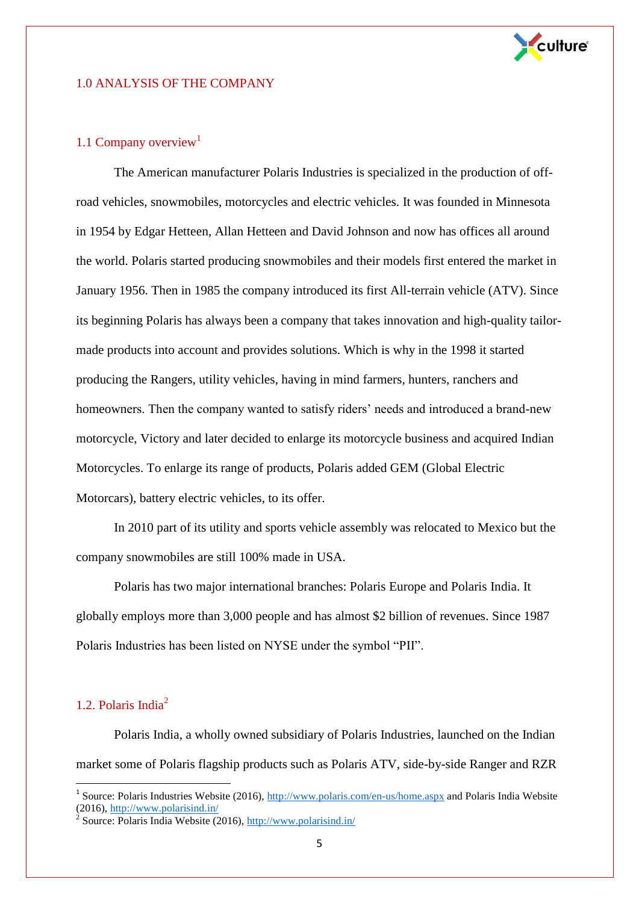# 1.0 ANALYSIS OF THE COMPANY

## 1.1 Company overview[1]

The American manufacturer Polaris Industries is specialized in the production of off-road vehicles, snowmobiles, motorcycles and electric vehicles. It was founded in Minnesota in 1954 by Edgar Hetteen, Allan Hetteen and David Johnson and now has offices all around the world. Polaris started producing snowmobiles and their models first entered the market in January 1956. Then in 1985 the company introduced its first All-terrain vehicle (ATV). Since its beginning Polaris has always been a company that takes innovation and high-quality tailor-made products into account and provides solutions. Which is why in the 1998 it started producing the Rangers, utility vehicles, having in mind farmers, hunters, ranchers and homeowners. Then the company wanted to satisfy riders' needs and introduced a brand-new motorcycle, Victory and later decided to enlarge its motorcycle business and acquired Indian Motorcycles. To enlarge its range of products, Polaris added GEM (Global Electric Motorcars), battery electric vehicles, to its offer.

In 2010 part of its utility and sports vehicle assembly was relocated to Mexico but the company snowmobiles are still 100% made in USA.

Polaris has two major international branches: Polaris Europe and Polaris India. It globally employs more than 3,000 people and has almost $2 billion of revenues. Since 1987 Polaris Industries has been listed on NYSE under the symbol "PII".

## 1.2. Polaris India[2]

Polaris India, a wholly owned subsidiary of Polaris Industries, launched on the Indian market some of Polaris flagship products such as Polaris ATV, side-by-side Ranger and RZR

---

[1] Source: Polaris Industries Website (2016), http://www.polaris.com/en-us/home.aspx and Polaris India Website (2016), http://www.polarisind.in/

[2] Source: Polaris India Website (2016), http://www.polarisind.in/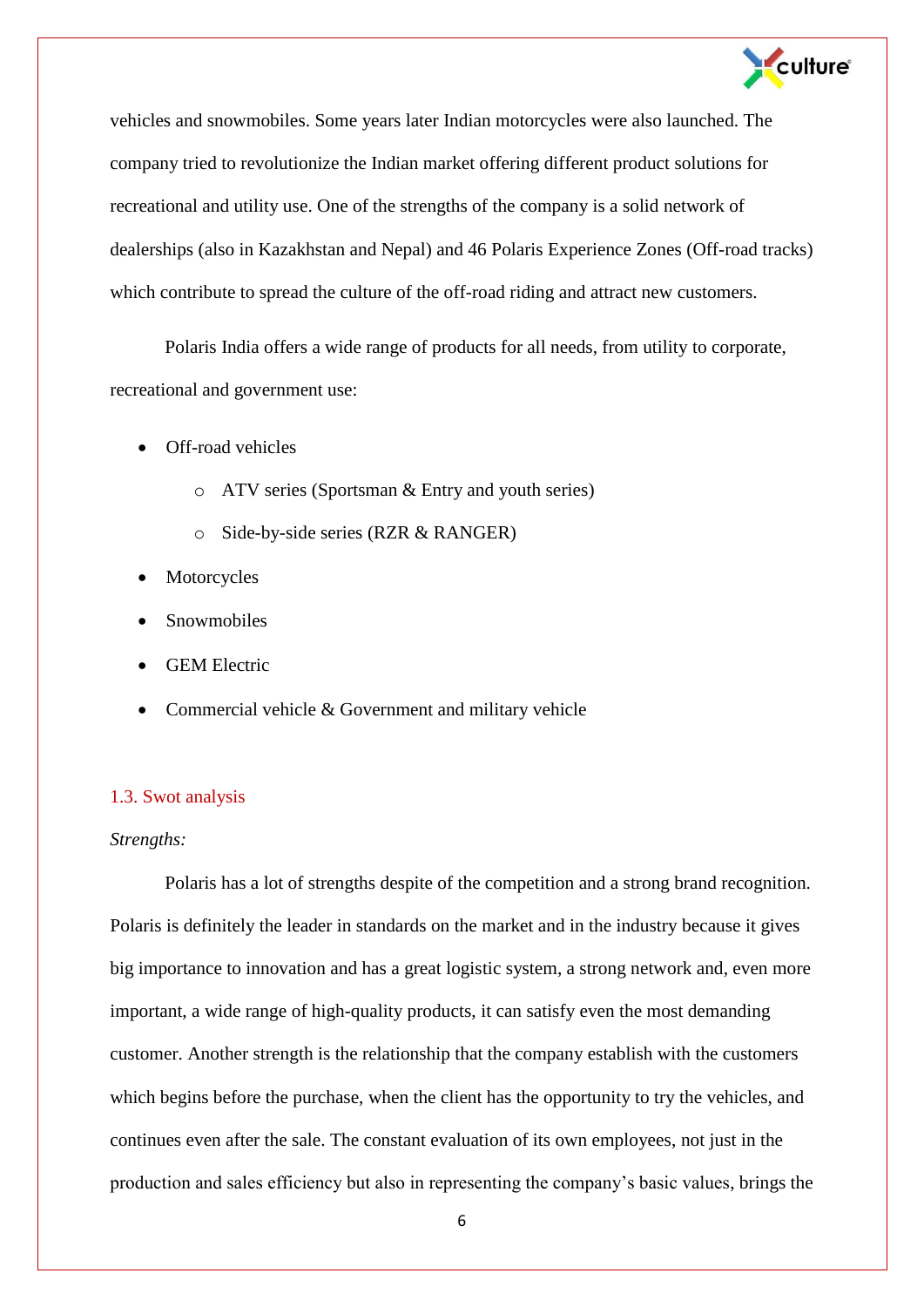vehicles and snowmobiles. Some years later Indian motorcycles were also launched. The company tried to revolutionize the Indian market offering different product solutions for recreational and utility use. One of the strengths of the company is a solid network of dealerships (also in Kazakhstan and Nepal) and 46 Polaris Experience Zones (Off-road tracks) which contribute to spread the culture of the off-road riding and attract new customers.

Polaris India offers a wide range of products for all needs, from utility to corporate, recreational and government use:

- Off-road vehicles
  - ATV series (Sportsman & Entry and youth series)
  - Side-by-side series (RZR & RANGER)
- Motorcycles
- Snowmobiles
- GEM Electric
- Commercial vehicle & Government and military vehicle

## 1.3. Swot analysis

*Strengths:*

Polaris has a lot of strengths despite of the competition and a strong brand recognition. Polaris is definitely the leader in standards on the market and in the industry because it gives big importance to innovation and has a great logistic system, a strong network and, even more important, a wide range of high-quality products, it can satisfy even the most demanding customer. Another strength is the relationship that the company establish with the customers which begins before the purchase, when the client has the opportunity to try the vehicles, and continues even after the sale. The constant evaluation of its own employees, not just in the production and sales efficiency but also in representing the company's basic values, brings the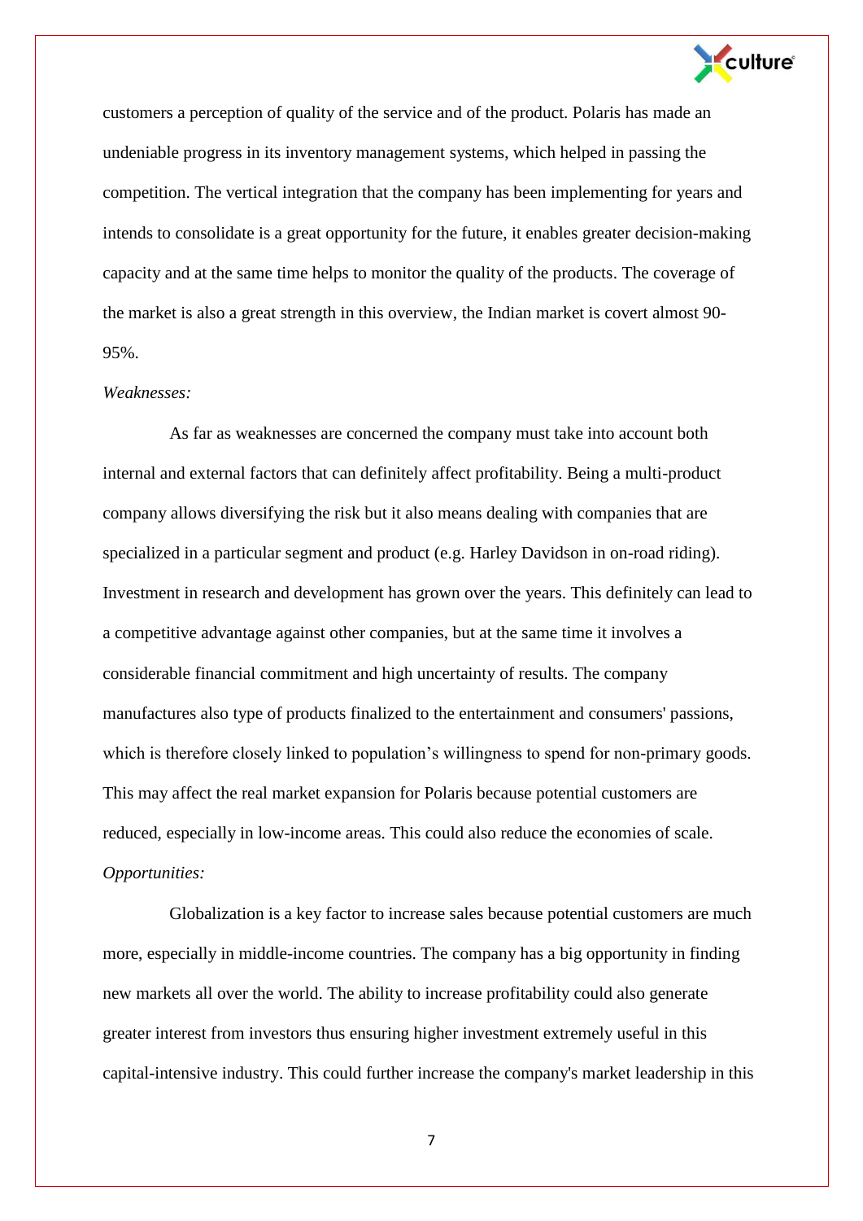customers a perception of quality of the service and of the product. Polaris has made an undeniable progress in its inventory management systems, which helped in passing the competition. The vertical integration that the company has been implementing for years and intends to consolidate is a great opportunity for the future, it enables greater decision-making capacity and at the same time helps to monitor the quality of the products. The coverage of the market is also a great strength in this overview, the Indian market is covert almost 90-95%.

*Weaknesses:*

As far as weaknesses are concerned the company must take into account both internal and external factors that can definitely affect profitability. Being a multi-product company allows diversifying the risk but it also means dealing with companies that are specialized in a particular segment and product (e.g. Harley Davidson in on-road riding). Investment in research and development has grown over the years. This definitely can lead to a competitive advantage against other companies, but at the same time it involves a considerable financial commitment and high uncertainty of results. The company manufactures also type of products finalized to the entertainment and consumers' passions, which is therefore closely linked to population's willingness to spend for non-primary goods. This may affect the real market expansion for Polaris because potential customers are reduced, especially in low-income areas. This could also reduce the economies of scale.

*Opportunities:*

Globalization is a key factor to increase sales because potential customers are much more, especially in middle-income countries. The company has a big opportunity in finding new markets all over the world. The ability to increase profitability could also generate greater interest from investors thus ensuring higher investment extremely useful in this capital-intensive industry. This could further increase the company's market leadership in this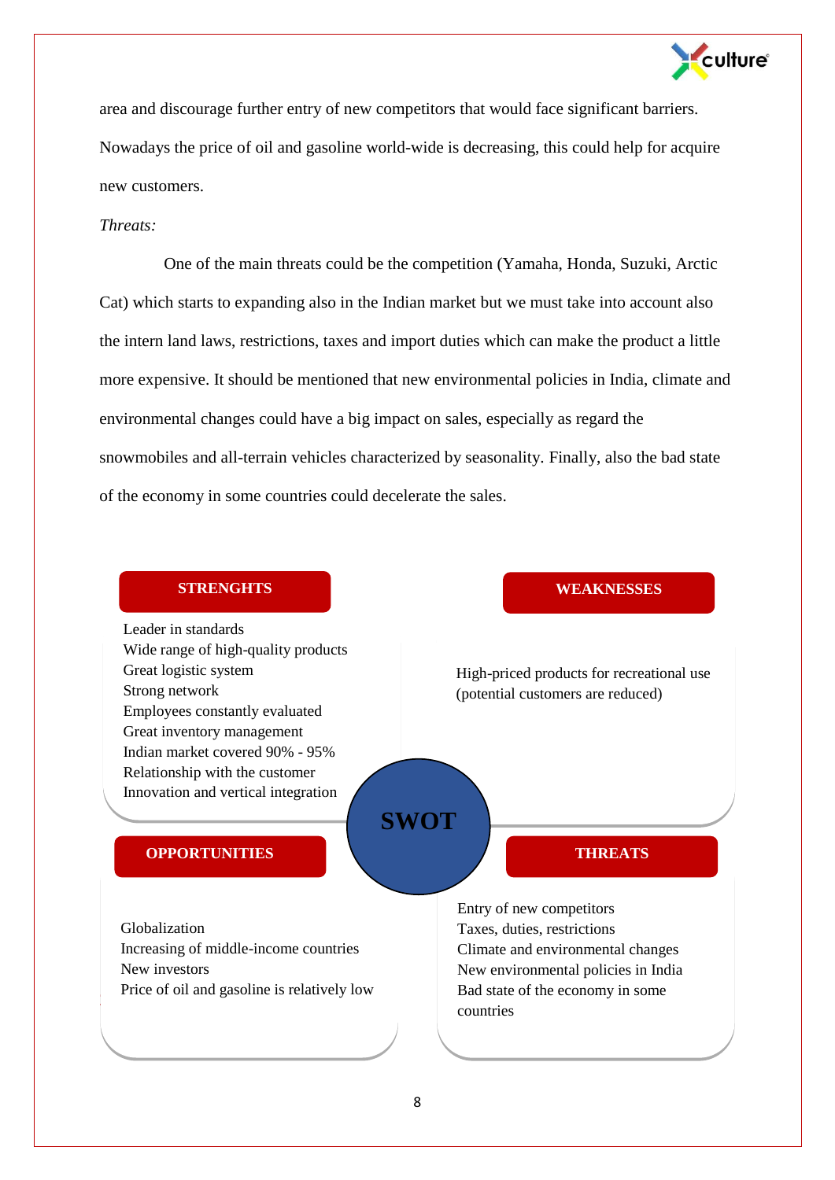area and discourage further entry of new competitors that would face significant barriers. Nowadays the price of oil and gasoline world-wide is decreasing, this could help for acquire new customers.

*Threats:*

One of the main threats could be the competition (Yamaha, Honda, Suzuki, Arctic Cat) which starts to expanding also in the Indian market but we must take into account also the intern land laws, restrictions, taxes and import duties which can make the product a little more expensive. It should be mentioned that new environmental policies in India, climate and environmental changes could have a big impact on sales, especially as regard the snowmobiles and all-terrain vehicles characterized by seasonality. Finally, also the bad state of the economy in some countries could decelerate the sales.

**SWOT**

**STRENGHTS**

- Leader in standards
- Wide range of high-quality products
- Great logistic system
- Strong network
- Employees constantly evaluated
- Great inventory management
- Indian market covered 90% - 95%
- Relationship with the customer
- Innovation and vertical integration

**WEAKNESSES**

- High-priced products for recreational use (potential customers are reduced)

**OPPORTUNITIES**

- Globalization
- Increasing of middle-income countries
- New investors
- Price of oil and gasoline is relatively low

**THREATS**

- Entry of new competitors
- Taxes, duties, restrictions
- Climate and environmental changes
- New environmental policies in India
- Bad state of the economy in some countries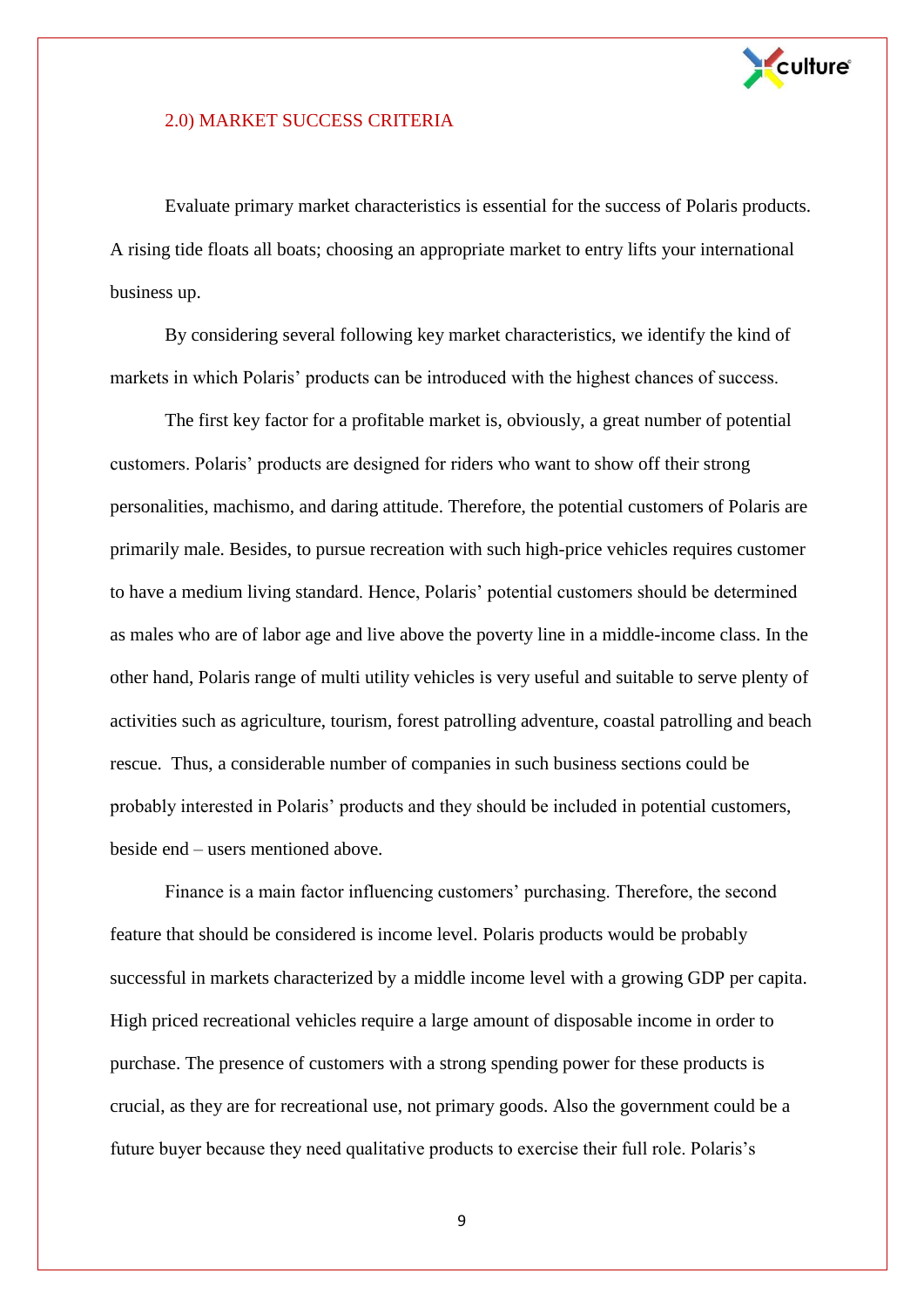## 2.0) MARKET SUCCESS CRITERIA

Evaluate primary market characteristics is essential for the success of Polaris products. A rising tide floats all boats; choosing an appropriate market to entry lifts your international business up.

By considering several following key market characteristics, we identify the kind of markets in which Polaris' products can be introduced with the highest chances of success.

The first key factor for a profitable market is, obviously, a great number of potential customers. Polaris' products are designed for riders who want to show off their strong personalities, machismo, and daring attitude. Therefore, the potential customers of Polaris are primarily male. Besides, to pursue recreation with such high-price vehicles requires customer to have a medium living standard. Hence, Polaris' potential customers should be determined as males who are of labor age and live above the poverty line in a middle-income class. In the other hand, Polaris range of multi utility vehicles is very useful and suitable to serve plenty of activities such as agriculture, tourism, forest patrolling adventure, coastal patrolling and beach rescue. Thus, a considerable number of companies in such business sections could be probably interested in Polaris' products and they should be included in potential customers, beside end – users mentioned above.

Finance is a main factor influencing customers' purchasing. Therefore, the second feature that should be considered is income level. Polaris products would be probably successful in markets characterized by a middle income level with a growing GDP per capita. High priced recreational vehicles require a large amount of disposable income in order to purchase. The presence of customers with a strong spending power for these products is crucial, as they are for recreational use, not primary goods. Also the government could be a future buyer because they need qualitative products to exercise their full role. Polaris's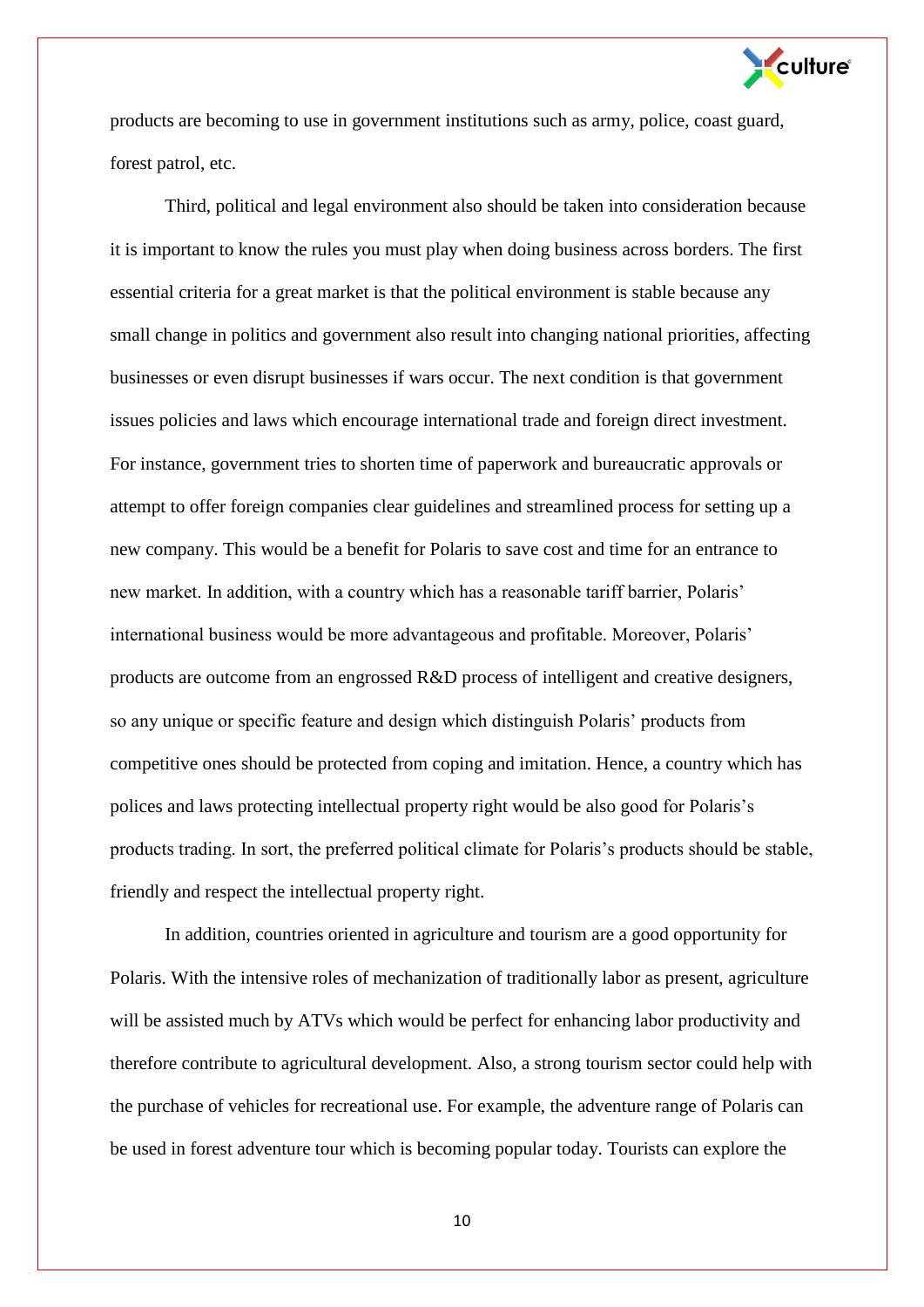products are becoming to use in government institutions such as army, police, coast guard, forest patrol, etc.

Third, political and legal environment also should be taken into consideration because it is important to know the rules you must play when doing business across borders. The first essential criteria for a great market is that the political environment is stable because any small change in politics and government also result into changing national priorities, affecting businesses or even disrupt businesses if wars occur. The next condition is that government issues policies and laws which encourage international trade and foreign direct investment. For instance, government tries to shorten time of paperwork and bureaucratic approvals or attempt to offer foreign companies clear guidelines and streamlined process for setting up a new company. This would be a benefit for Polaris to save cost and time for an entrance to new market. In addition, with a country which has a reasonable tariff barrier, Polaris' international business would be more advantageous and profitable. Moreover, Polaris' products are outcome from an engrossed R&D process of intelligent and creative designers, so any unique or specific feature and design which distinguish Polaris' products from competitive ones should be protected from coping and imitation. Hence, a country which has polices and laws protecting intellectual property right would be also good for Polaris's products trading. In sort, the preferred political climate for Polaris's products should be stable, friendly and respect the intellectual property right.

In addition, countries oriented in agriculture and tourism are a good opportunity for Polaris. With the intensive roles of mechanization of traditionally labor as present, agriculture will be assisted much by ATVs which would be perfect for enhancing labor productivity and therefore contribute to agricultural development. Also, a strong tourism sector could help with the purchase of vehicles for recreational use. For example, the adventure range of Polaris can be used in forest adventure tour which is becoming popular today. Tourists can explore the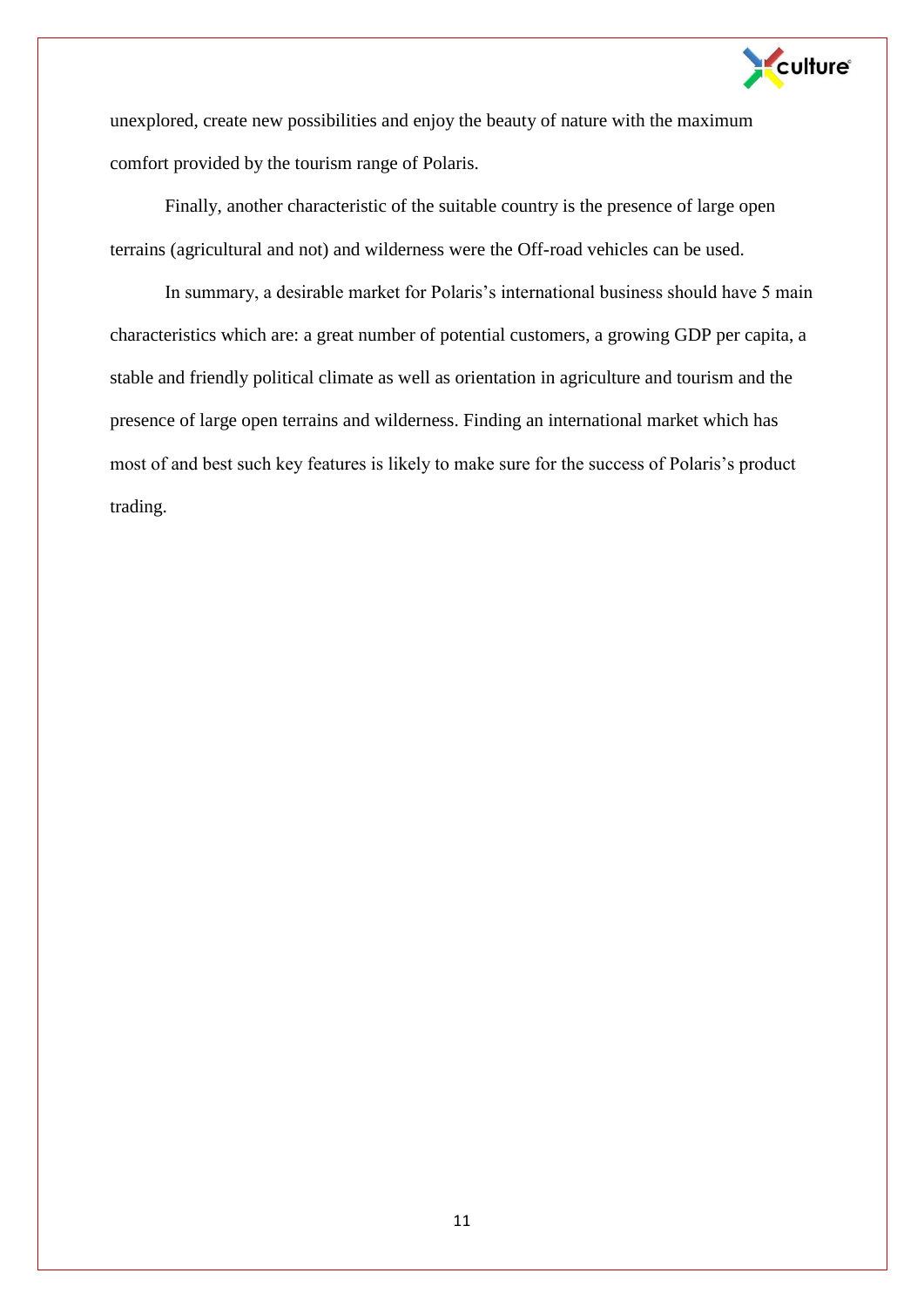unexplored, create new possibilities and enjoy the beauty of nature with the maximum comfort provided by the tourism range of Polaris.

Finally, another characteristic of the suitable country is the presence of large open terrains (agricultural and not) and wilderness were the Off-road vehicles can be used.

In summary, a desirable market for Polaris's international business should have 5 main characteristics which are: a great number of potential customers, a growing GDP per capita, a stable and friendly political climate as well as orientation in agriculture and tourism and the presence of large open terrains and wilderness. Finding an international market which has most of and best such key features is likely to make sure for the success of Polaris's product trading.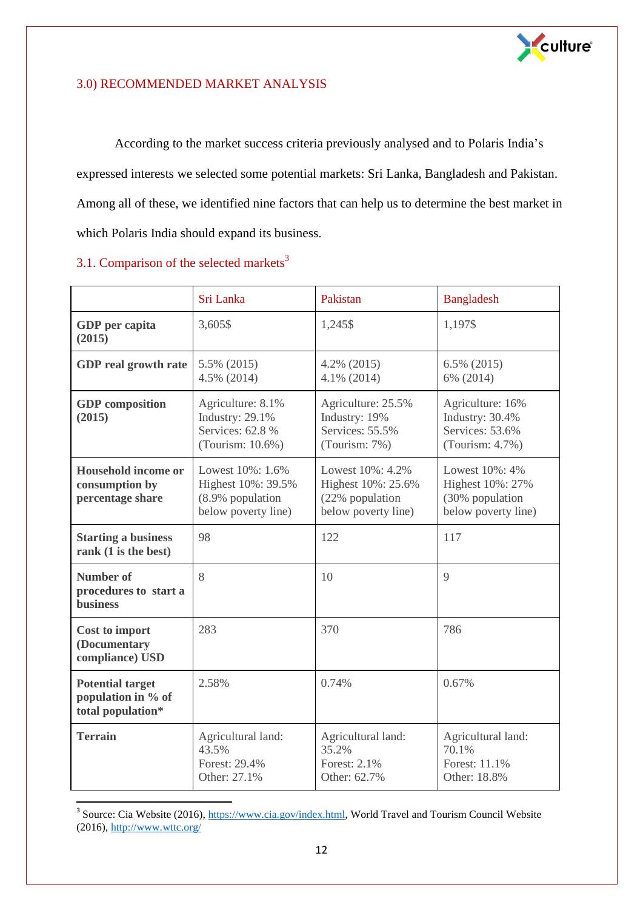## 3.0) RECOMMENDED MARKET ANALYSIS

According to the market success criteria previously analysed and to Polaris India's expressed interests we selected some potential markets: Sri Lanka, Bangladesh and Pakistan. Among all of these, we identified nine factors that can help us to determine the best market in which Polaris India should expand its business.

### 3.1. Comparison of the selected markets[3]

| | Sri Lanka | Pakistan | Bangladesh |
|---|---|---|---|
| **GDP per capita (2015)** | 3,605$ | 1,245$ | 1,197$ |
| **GDP real growth rate** | 5.5% (2015)<br>4.5% (2014) | 4.2% (2015)<br>4.1% (2014) | 6.5% (2015)<br>6% (2014) |
| **GDP composition (2015)** | Agriculture: 8.1%<br>Industry: 29.1%<br>Services: 62.8 %<br>(Tourism: 10.6%) | Agriculture: 25.5%<br>Industry: 19%<br>Services: 55.5%<br>(Tourism: 7%) | Agriculture: 16%<br>Industry: 30.4%<br>Services: 53.6%<br>(Tourism: 4.7%) |
| **Household income or consumption by percentage share** | Lowest 10%: 1.6%<br>Highest 10%: 39.5%<br>(8.9% population below poverty line) | Lowest 10%: 4.2%<br>Highest 10%: 25.6%<br>(22% population below poverty line) | Lowest 10%: 4%<br>Highest 10%: 27%<br>(30% population below poverty line) |
| **Starting a business rank (1 is the best)** | 98 | 122 | 117 |
| **Number of procedures to start a business** | 8 | 10 | 9 |
| **Cost to import (Documentary compliance) USD** | 283 | 370 | 786 |
| **Potential target population in % of total population*** | 2.58% | 0.74% | 0.67% |
| **Terrain** | Agricultural land: 43.5%<br>Forest: 29.4%<br>Other: 27.1% | Agricultural land: 35.2%<br>Forest: 2.1%<br>Other: 62.7% | Agricultural land: 70.1%<br>Forest: 11.1%<br>Other: 18.8% |

[3] Source: Cia Website (2016), https://www.cia.gov/index.html, World Travel and Tourism Council Website (2016), http://www.wttc.org/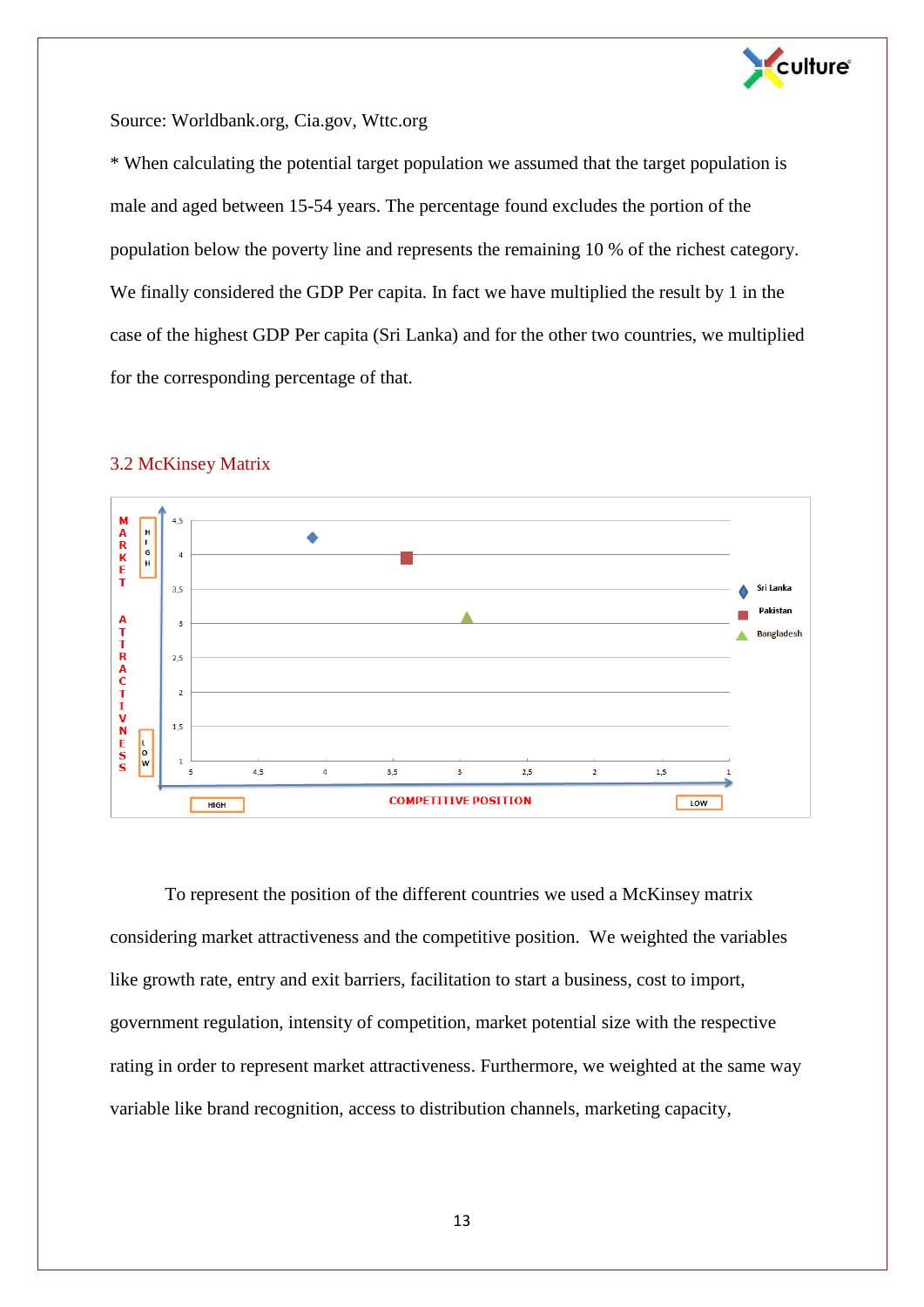Source: Worldbank.org, Cia.gov, Wttc.org

* When calculating the potential target population we assumed that the target population is male and aged between 15-54 years. The percentage found excludes the portion of the population below the poverty line and represents the remaining 10 % of the richest category. We finally considered the GDP Per capita. In fact we have multiplied the result by 1 in the case of the highest GDP Per capita (Sri Lanka) and for the other two countries, we multiplied for the corresponding percentage of that.

## 3.2 McKinsey Matrix

To represent the position of the different countries we used a McKinsey matrix considering market attractiveness and the competitive position. We weighted the variables like growth rate, entry and exit barriers, facilitation to start a business, cost to import, government regulation, intensity of competition, market potential size with the respective rating in order to represent market attractiveness. Furthermore, we weighted at the same way variable like brand recognition, access to distribution channels, marketing capacity,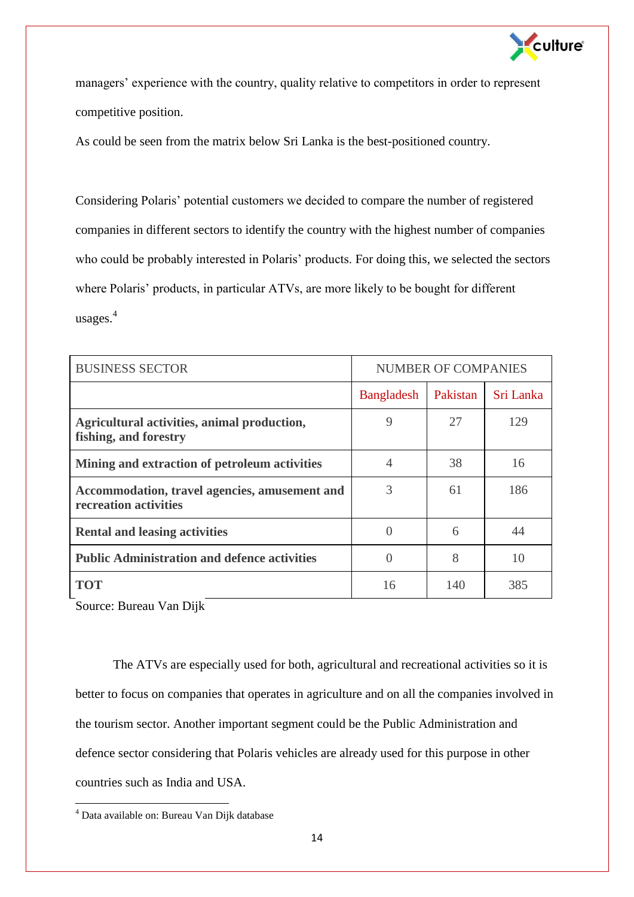managers' experience with the country, quality relative to competitors in order to represent competitive position.

As could be seen from the matrix below Sri Lanka is the best-positioned country.

Considering Polaris' potential customers we decided to compare the number of registered companies in different sectors to identify the country with the highest number of companies who could be probably interested in Polaris' products. For doing this, we selected the sectors where Polaris' products, in particular ATVs, are more likely to be bought for different usages.[4]

| BUSINESS SECTOR | NUMBER OF COMPANIES | | |
|---|---|---|---|
| | Bangladesh | Pakistan | Sri Lanka |
| **Agricultural activities, animal production, fishing, and forestry** | 9 | 27 | 129 |
| **Mining and extraction of petroleum activities** | 4 | 38 | 16 |
| **Accommodation, travel agencies, amusement and recreation activities** | 3 | 61 | 186 |
| **Rental and leasing activities** | 0 | 6 | 44 |
| **Public Administration and defence activities** | 0 | 8 | 10 |
| **TOT** | 16 | 140 | 385 |

Source: Bureau Van Dijk

The ATVs are especially used for both, agricultural and recreational activities so it is better to focus on companies that operates in agriculture and on all the companies involved in the tourism sector. Another important segment could be the Public Administration and defence sector considering that Polaris vehicles are already used for this purpose in other countries such as India and USA.

[4] Data available on: Bureau Van Dijk database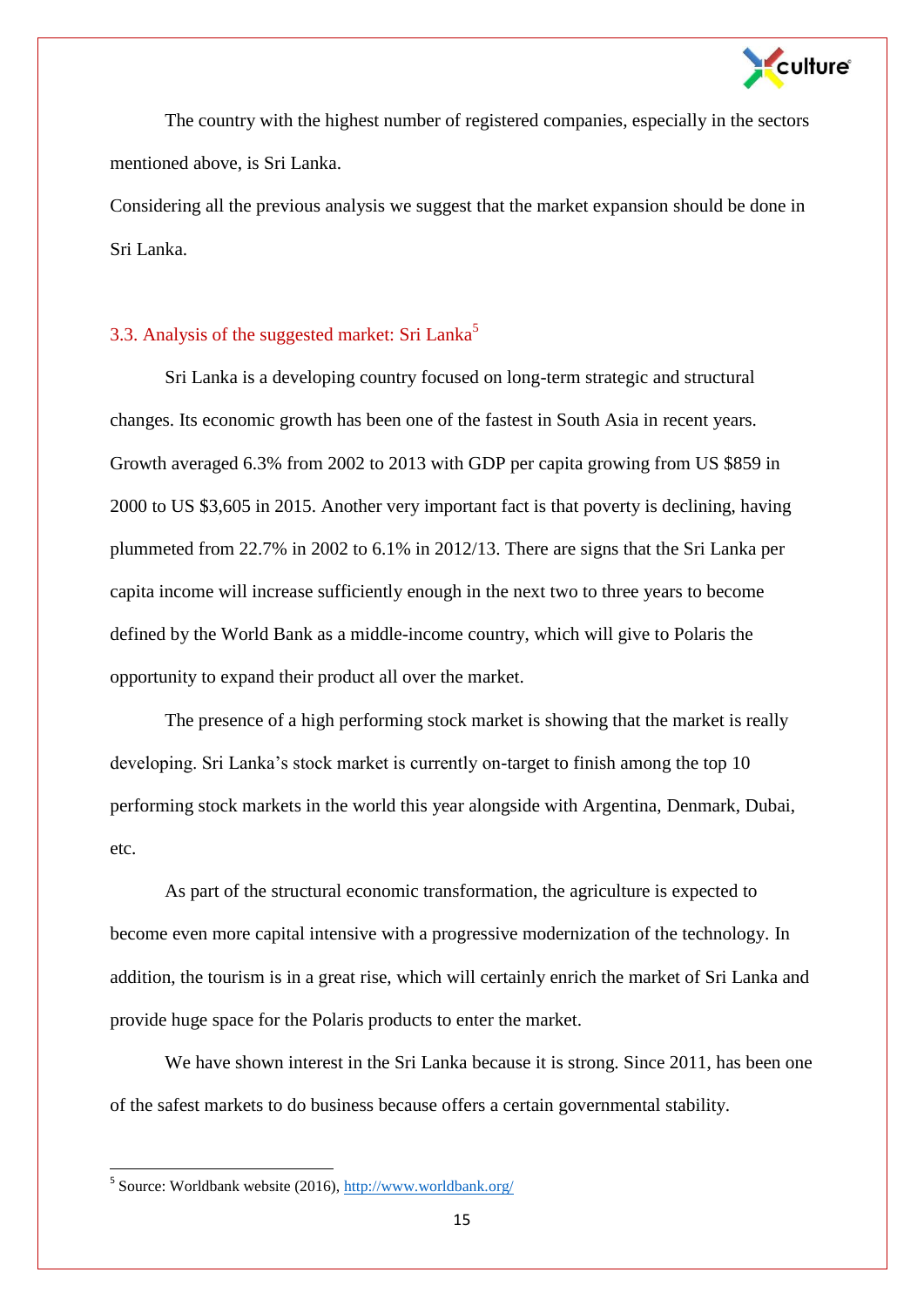The country with the highest number of registered companies, especially in the sectors mentioned above, is Sri Lanka.

Considering all the previous analysis we suggest that the market expansion should be done in Sri Lanka.

## 3.3. Analysis of the suggested market: Sri Lanka[5]

Sri Lanka is a developing country focused on long-term strategic and structural changes. Its economic growth has been one of the fastest in South Asia in recent years. Growth averaged 6.3% from 2002 to 2013 with GDP per capita growing from US $859 in 2000 to US $3,605 in 2015. Another very important fact is that poverty is declining, having plummeted from 22.7% in 2002 to 6.1% in 2012/13. There are signs that the Sri Lanka per capita income will increase sufficiently enough in the next two to three years to become defined by the World Bank as a middle-income country, which will give to Polaris the opportunity to expand their product all over the market.

The presence of a high performing stock market is showing that the market is really developing. Sri Lanka's stock market is currently on-target to finish among the top 10 performing stock markets in the world this year alongside with Argentina, Denmark, Dubai, etc.

As part of the structural economic transformation, the agriculture is expected to become even more capital intensive with a progressive modernization of the technology. In addition, the tourism is in a great rise, which will certainly enrich the market of Sri Lanka and provide huge space for the Polaris products to enter the market.

We have shown interest in the Sri Lanka because it is strong. Since 2011, has been one of the safest markets to do business because offers a certain governmental stability.

---

[5] Source: Worldbank website (2016), http://www.worldbank.org/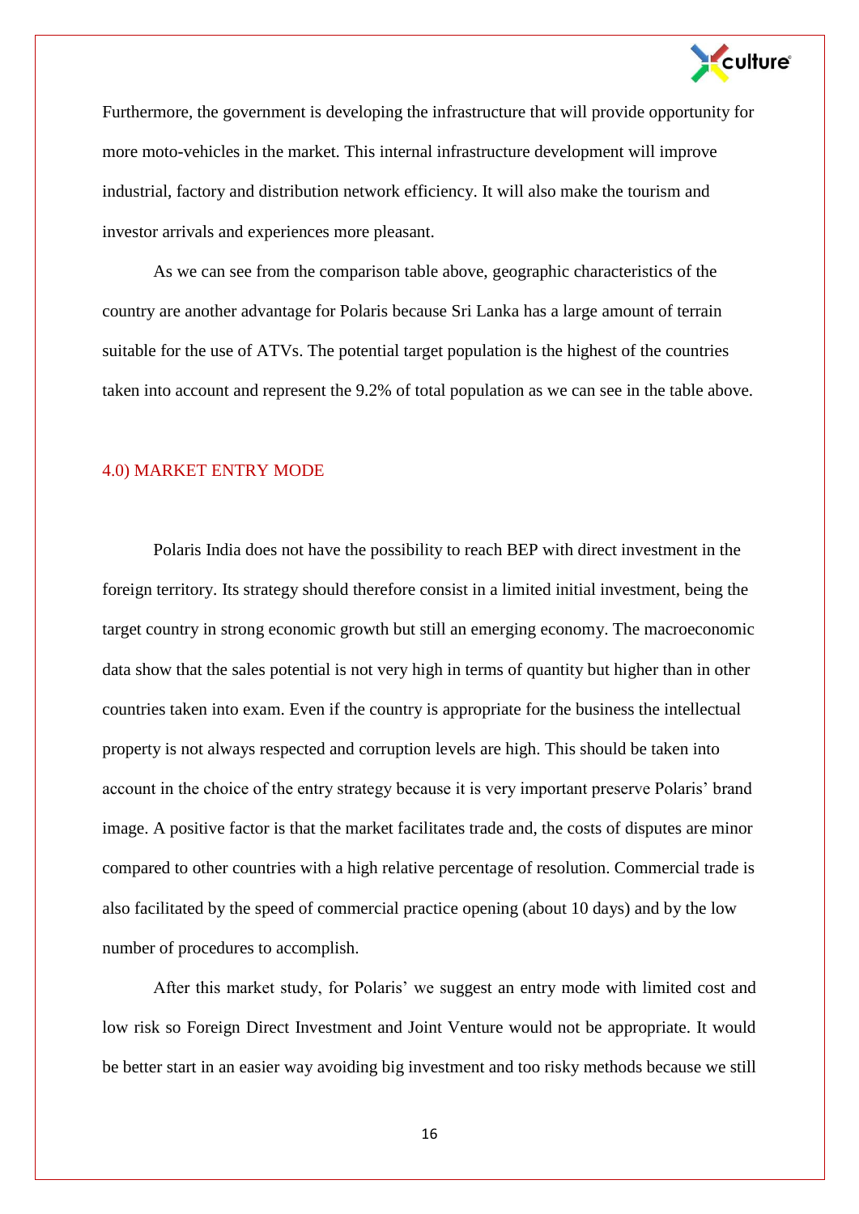Furthermore, the government is developing the infrastructure that will provide opportunity for more moto-vehicles in the market. This internal infrastructure development will improve industrial, factory and distribution network efficiency. It will also make the tourism and investor arrivals and experiences more pleasant.

As we can see from the comparison table above, geographic characteristics of the country are another advantage for Polaris because Sri Lanka has a large amount of terrain suitable for the use of ATVs. The potential target population is the highest of the countries taken into account and represent the 9.2% of total population as we can see in the table above.

## 4.0) MARKET ENTRY MODE

Polaris India does not have the possibility to reach BEP with direct investment in the foreign territory. Its strategy should therefore consist in a limited initial investment, being the target country in strong economic growth but still an emerging economy. The macroeconomic data show that the sales potential is not very high in terms of quantity but higher than in other countries taken into exam. Even if the country is appropriate for the business the intellectual property is not always respected and corruption levels are high. This should be taken into account in the choice of the entry strategy because it is very important preserve Polaris' brand image. A positive factor is that the market facilitates trade and, the costs of disputes are minor compared to other countries with a high relative percentage of resolution. Commercial trade is also facilitated by the speed of commercial practice opening (about 10 days) and by the low number of procedures to accomplish.

After this market study, for Polaris' we suggest an entry mode with limited cost and low risk so Foreign Direct Investment and Joint Venture would not be appropriate. It would be better start in an easier way avoiding big investment and too risky methods because we still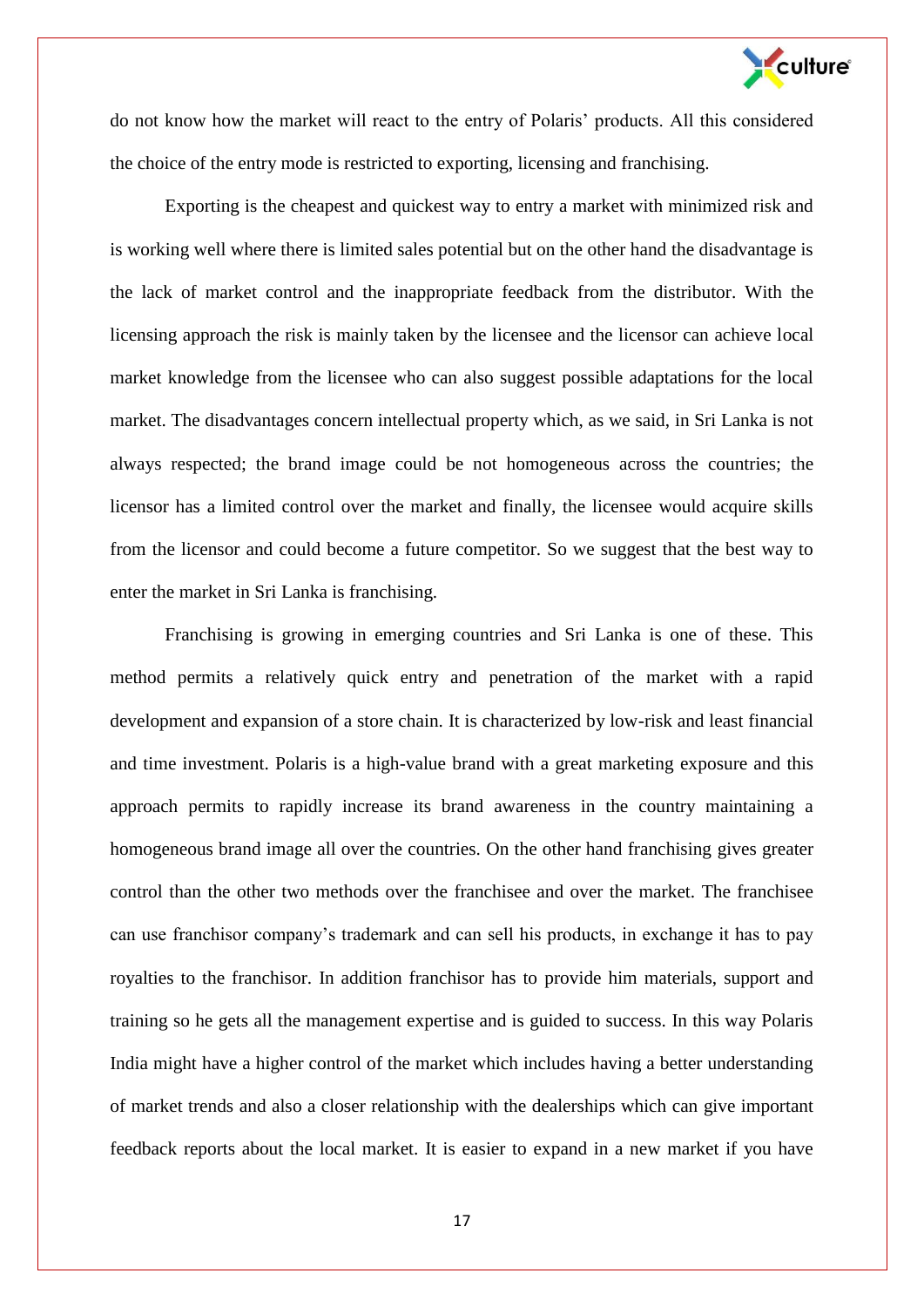do not know how the market will react to the entry of Polaris' products. All this considered the choice of the entry mode is restricted to exporting, licensing and franchising.

Exporting is the cheapest and quickest way to entry a market with minimized risk and is working well where there is limited sales potential but on the other hand the disadvantage is the lack of market control and the inappropriate feedback from the distributor. With the licensing approach the risk is mainly taken by the licensee and the licensor can achieve local market knowledge from the licensee who can also suggest possible adaptations for the local market. The disadvantages concern intellectual property which, as we said, in Sri Lanka is not always respected; the brand image could be not homogeneous across the countries; the licensor has a limited control over the market and finally, the licensee would acquire skills from the licensor and could become a future competitor. So we suggest that the best way to enter the market in Sri Lanka is franchising.

Franchising is growing in emerging countries and Sri Lanka is one of these. This method permits a relatively quick entry and penetration of the market with a rapid development and expansion of a store chain. It is characterized by low-risk and least financial and time investment. Polaris is a high-value brand with a great marketing exposure and this approach permits to rapidly increase its brand awareness in the country maintaining a homogeneous brand image all over the countries. On the other hand franchising gives greater control than the other two methods over the franchisee and over the market. The franchisee can use franchisor company's trademark and can sell his products, in exchange it has to pay royalties to the franchisor. In addition franchisor has to provide him materials, support and training so he gets all the management expertise and is guided to success. In this way Polaris India might have a higher control of the market which includes having a better understanding of market trends and also a closer relationship with the dealerships which can give important feedback reports about the local market. It is easier to expand in a new market if you have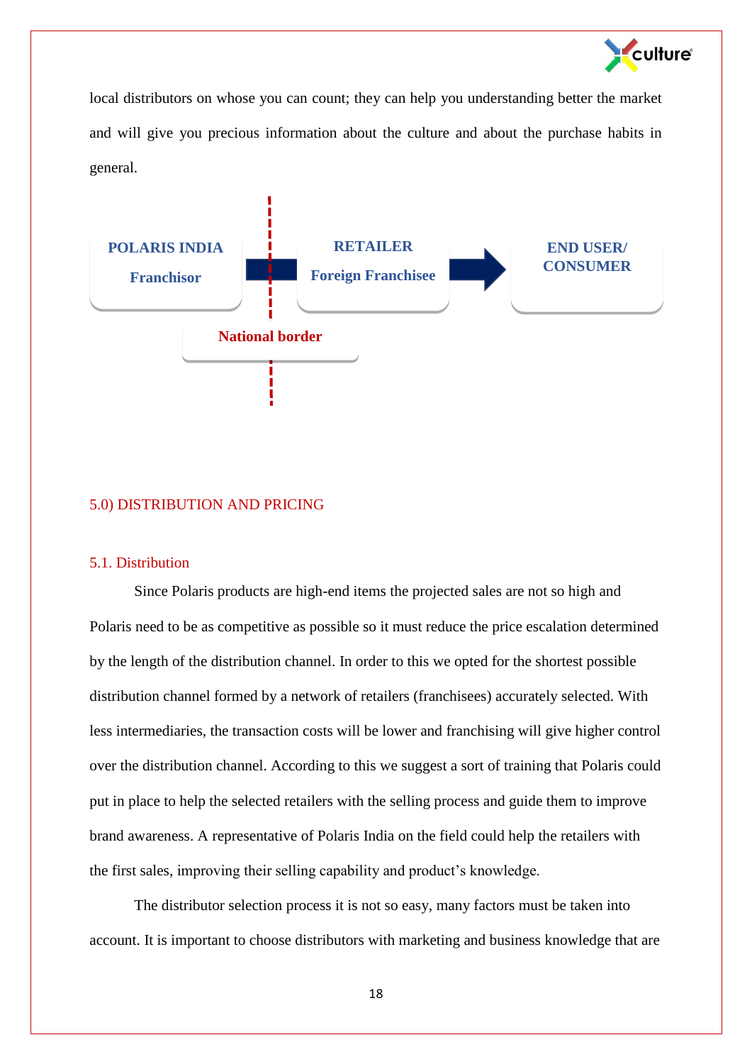local distributors on whose you can count; they can help you understanding better the market and will give you precious information about the culture and about the purchase habits in general.

**POLARIS INDIA**
**Franchisor**

**RETAILER**
**Foreign Franchisee**

**END USER/ CONSUMER**

**National border**

## 5.0) DISTRIBUTION AND PRICING

### 5.1. Distribution

Since Polaris products are high-end items the projected sales are not so high and Polaris need to be as competitive as possible so it must reduce the price escalation determined by the length of the distribution channel. In order to this we opted for the shortest possible distribution channel formed by a network of retailers (franchisees) accurately selected. With less intermediaries, the transaction costs will be lower and franchising will give higher control over the distribution channel. According to this we suggest a sort of training that Polaris could put in place to help the selected retailers with the selling process and guide them to improve brand awareness. A representative of Polaris India on the field could help the retailers with the first sales, improving their selling capability and product's knowledge.

The distributor selection process it is not so easy, many factors must be taken into account. It is important to choose distributors with marketing and business knowledge that are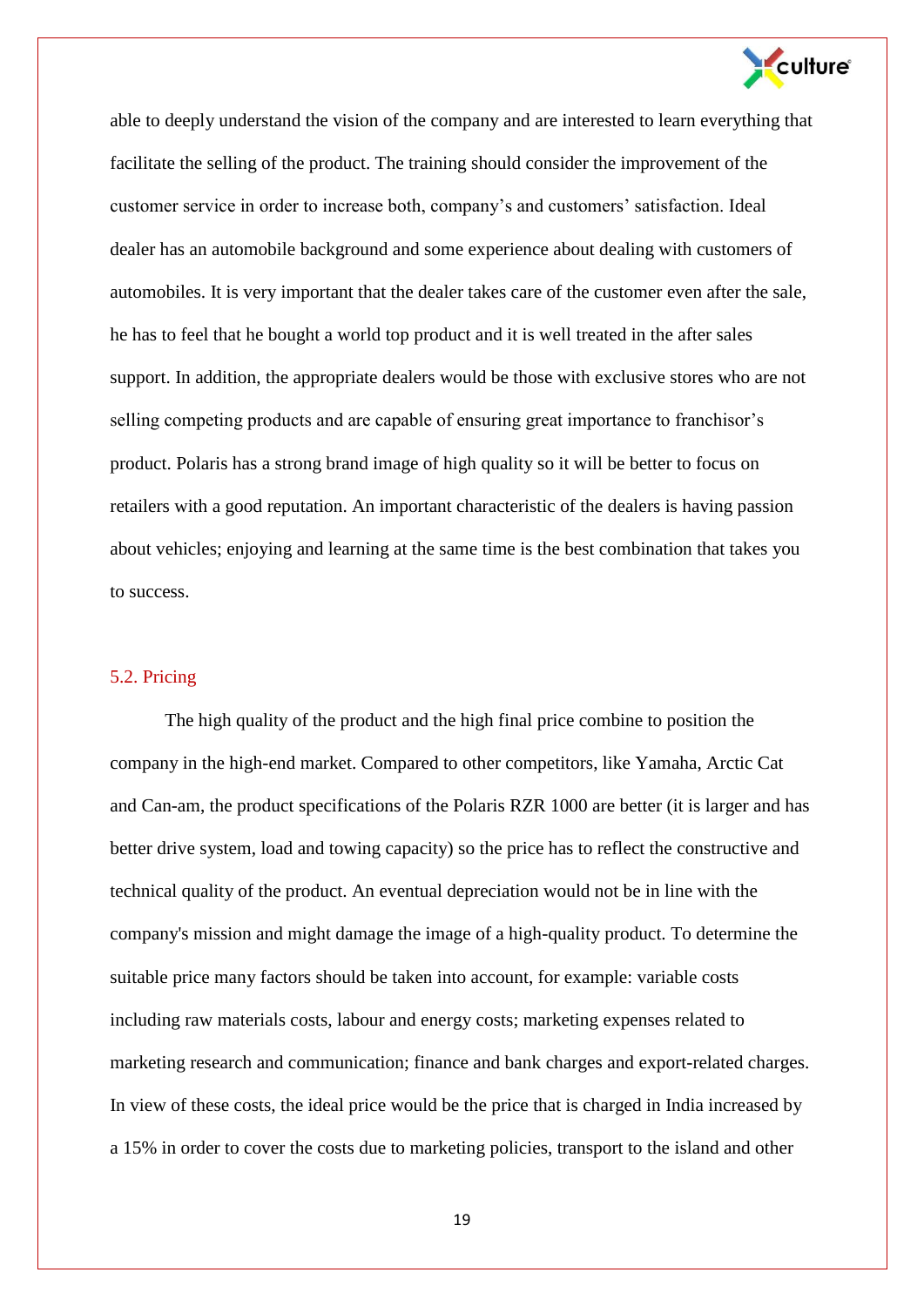able to deeply understand the vision of the company and are interested to learn everything that facilitate the selling of the product. The training should consider the improvement of the customer service in order to increase both, company's and customers' satisfaction. Ideal dealer has an automobile background and some experience about dealing with customers of automobiles. It is very important that the dealer takes care of the customer even after the sale, he has to feel that he bought a world top product and it is well treated in the after sales support. In addition, the appropriate dealers would be those with exclusive stores who are not selling competing products and are capable of ensuring great importance to franchisor's product. Polaris has a strong brand image of high quality so it will be better to focus on retailers with a good reputation. An important characteristic of the dealers is having passion about vehicles; enjoying and learning at the same time is the best combination that takes you to success.

## 5.2. Pricing

The high quality of the product and the high final price combine to position the company in the high-end market. Compared to other competitors, like Yamaha, Arctic Cat and Can-am, the product specifications of the Polaris RZR 1000 are better (it is larger and has better drive system, load and towing capacity) so the price has to reflect the constructive and technical quality of the product. An eventual depreciation would not be in line with the company's mission and might damage the image of a high-quality product. To determine the suitable price many factors should be taken into account, for example: variable costs including raw materials costs, labour and energy costs; marketing expenses related to marketing research and communication; finance and bank charges and export-related charges. In view of these costs, the ideal price would be the price that is charged in India increased by a 15% in order to cover the costs due to marketing policies, transport to the island and other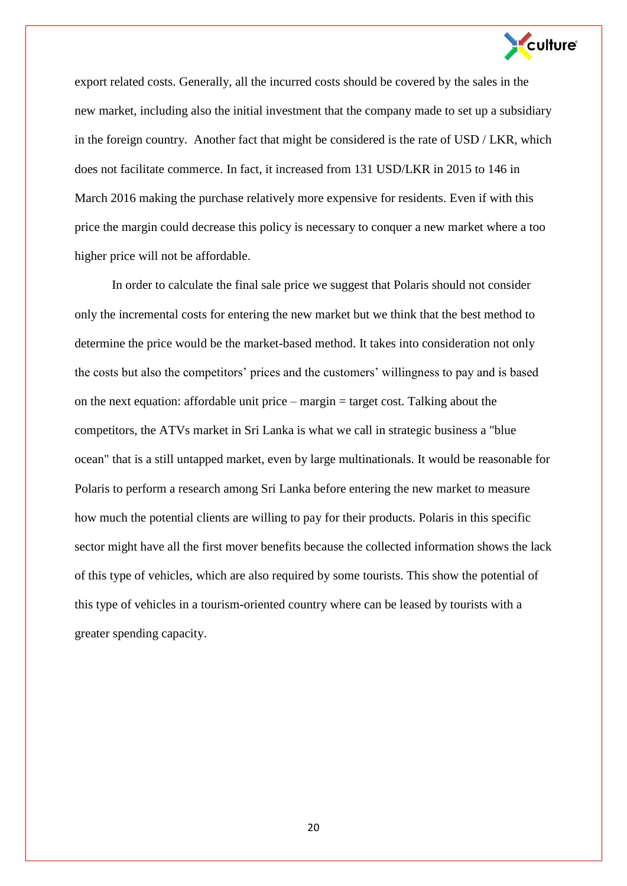export related costs. Generally, all the incurred costs should be covered by the sales in the new market, including also the initial investment that the company made to set up a subsidiary in the foreign country. Another fact that might be considered is the rate of USD / LKR, which does not facilitate commerce. In fact, it increased from 131 USD/LKR in 2015 to 146 in March 2016 making the purchase relatively more expensive for residents. Even if with this price the margin could decrease this policy is necessary to conquer a new market where a too higher price will not be affordable.

In order to calculate the final sale price we suggest that Polaris should not consider only the incremental costs for entering the new market but we think that the best method to determine the price would be the market-based method. It takes into consideration not only the costs but also the competitors' prices and the customers' willingness to pay and is based on the next equation: affordable unit price – margin = target cost. Talking about the competitors, the ATVs market in Sri Lanka is what we call in strategic business a "blue ocean" that is a still untapped market, even by large multinationals. It would be reasonable for Polaris to perform a research among Sri Lanka before entering the new market to measure how much the potential clients are willing to pay for their products. Polaris in this specific sector might have all the first mover benefits because the collected information shows the lack of this type of vehicles, which are also required by some tourists. This show the potential of this type of vehicles in a tourism-oriented country where can be leased by tourists with a greater spending capacity.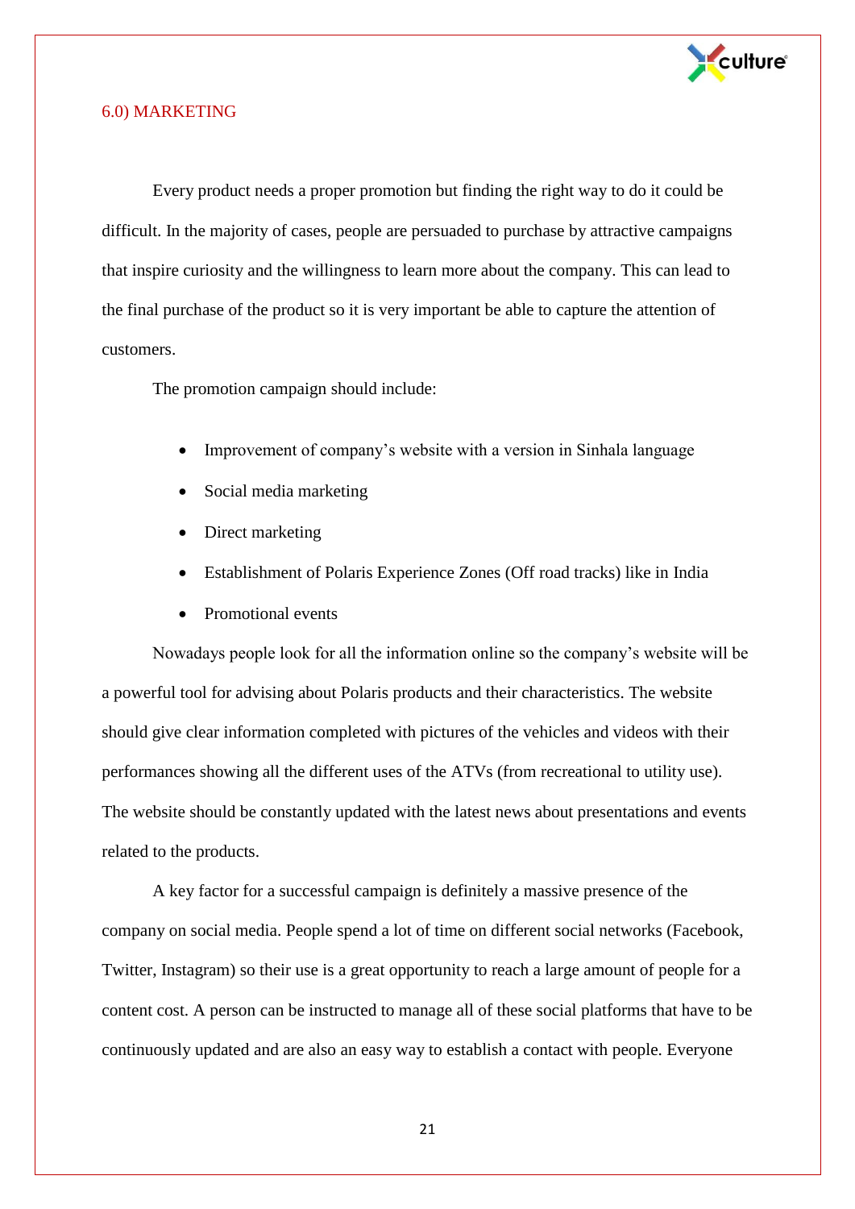## 6.0) MARKETING

Every product needs a proper promotion but finding the right way to do it could be difficult. In the majority of cases, people are persuaded to purchase by attractive campaigns that inspire curiosity and the willingness to learn more about the company. This can lead to the final purchase of the product so it is very important be able to capture the attention of customers.

The promotion campaign should include:

- Improvement of company's website with a version in Sinhala language
- Social media marketing
- Direct marketing
- Establishment of Polaris Experience Zones (Off road tracks) like in India
- Promotional events

Nowadays people look for all the information online so the company's website will be a powerful tool for advising about Polaris products and their characteristics. The website should give clear information completed with pictures of the vehicles and videos with their performances showing all the different uses of the ATVs (from recreational to utility use). The website should be constantly updated with the latest news about presentations and events related to the products.

A key factor for a successful campaign is definitely a massive presence of the company on social media. People spend a lot of time on different social networks (Facebook, Twitter, Instagram) so their use is a great opportunity to reach a large amount of people for a content cost. A person can be instructed to manage all of these social platforms that have to be continuously updated and are also an easy way to establish a contact with people. Everyone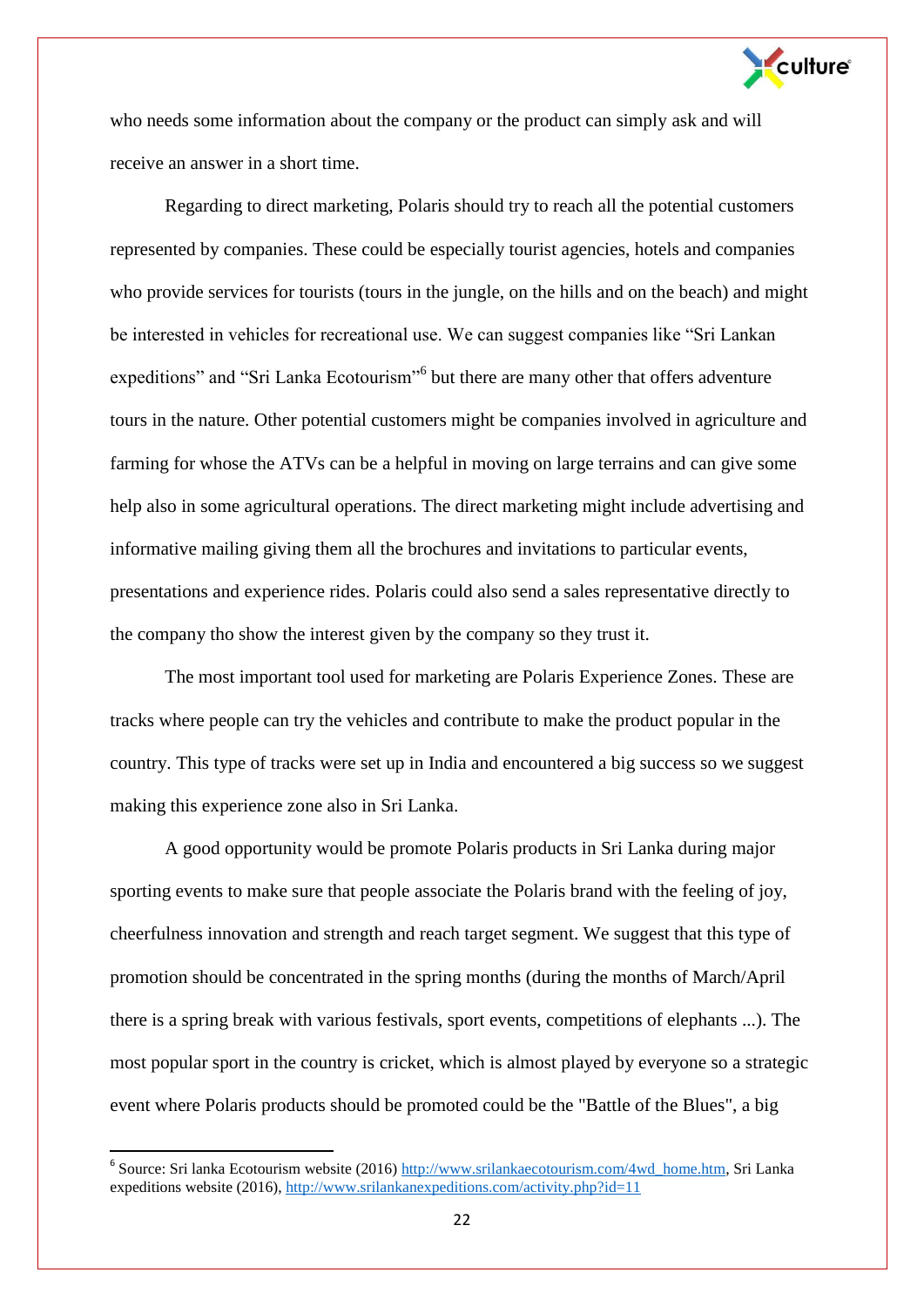who needs some information about the company or the product can simply ask and will receive an answer in a short time.

Regarding to direct marketing, Polaris should try to reach all the potential customers represented by companies. These could be especially tourist agencies, hotels and companies who provide services for tourists (tours in the jungle, on the hills and on the beach) and might be interested in vehicles for recreational use. We can suggest companies like "Sri Lankan expeditions" and "Sri Lanka Ecotourism"[6] but there are many other that offers adventure tours in the nature. Other potential customers might be companies involved in agriculture and farming for whose the ATVs can be a helpful in moving on large terrains and can give some help also in some agricultural operations. The direct marketing might include advertising and informative mailing giving them all the brochures and invitations to particular events, presentations and experience rides. Polaris could also send a sales representative directly to the company tho show the interest given by the company so they trust it.

The most important tool used for marketing are Polaris Experience Zones. These are tracks where people can try the vehicles and contribute to make the product popular in the country. This type of tracks were set up in India and encountered a big success so we suggest making this experience zone also in Sri Lanka.

A good opportunity would be promote Polaris products in Sri Lanka during major sporting events to make sure that people associate the Polaris brand with the feeling of joy, cheerfulness innovation and strength and reach target segment. We suggest that this type of promotion should be concentrated in the spring months (during the months of March/April there is a spring break with various festivals, sport events, competitions of elephants ...). The most popular sport in the country is cricket, which is almost played by everyone so a strategic event where Polaris products should be promoted could be the "Battle of the Blues", a big

---

[6] Source: Sri lanka Ecotourism website (2016) http://www.srilankaecotourism.com/4wd_home.htm, Sri Lanka expeditions website (2016), http://www.srilankanexpeditions.com/activity.php?id=11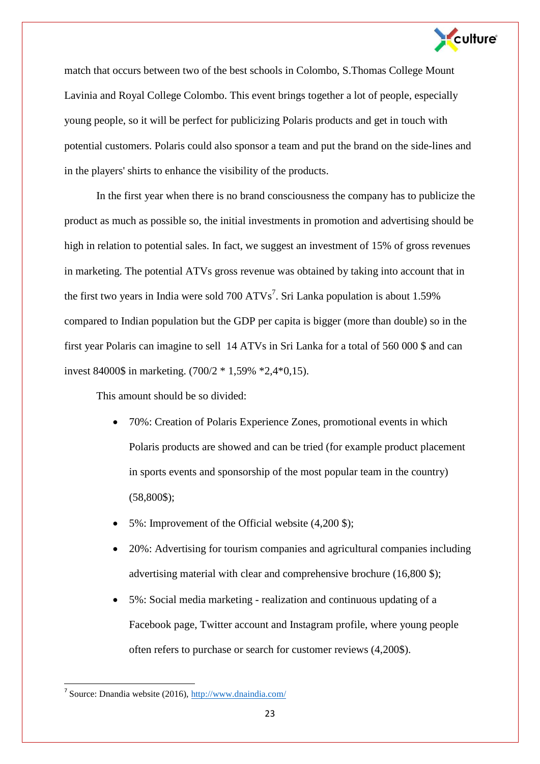match that occurs between two of the best schools in Colombo, S.Thomas College Mount Lavinia and Royal College Colombo. This event brings together a lot of people, especially young people, so it will be perfect for publicizing Polaris products and get in touch with potential customers. Polaris could also sponsor a team and put the brand on the side-lines and in the players' shirts to enhance the visibility of the products.

In the first year when there is no brand consciousness the company has to publicize the product as much as possible so, the initial investments in promotion and advertising should be high in relation to potential sales. In fact, we suggest an investment of 15% of gross revenues in marketing. The potential ATVs gross revenue was obtained by taking into account that in the first two years in India were sold 700 ATVs[7]. Sri Lanka population is about 1.59% compared to Indian population but the GDP per capita is bigger (more than double) so in the first year Polaris can imagine to sell 14 ATVs in Sri Lanka for a total of 560 000 $ and can invest 84000$ in marketing. (700/2 * 1,59% *2,4*0,15).

This amount should be so divided:

- 70%: Creation of Polaris Experience Zones, promotional events in which Polaris products are showed and can be tried (for example product placement in sports events and sponsorship of the most popular team in the country) (58,800$);
- 5%: Improvement of the Official website (4,200 $);
- 20%: Advertising for tourism companies and agricultural companies including advertising material with clear and comprehensive brochure (16,800 $);
- 5%: Social media marketing - realization and continuous updating of a Facebook page, Twitter account and Instagram profile, where young people often refers to purchase or search for customer reviews (4,200$).

[7] Source: Dnandia website (2016), http://www.dnaindia.com/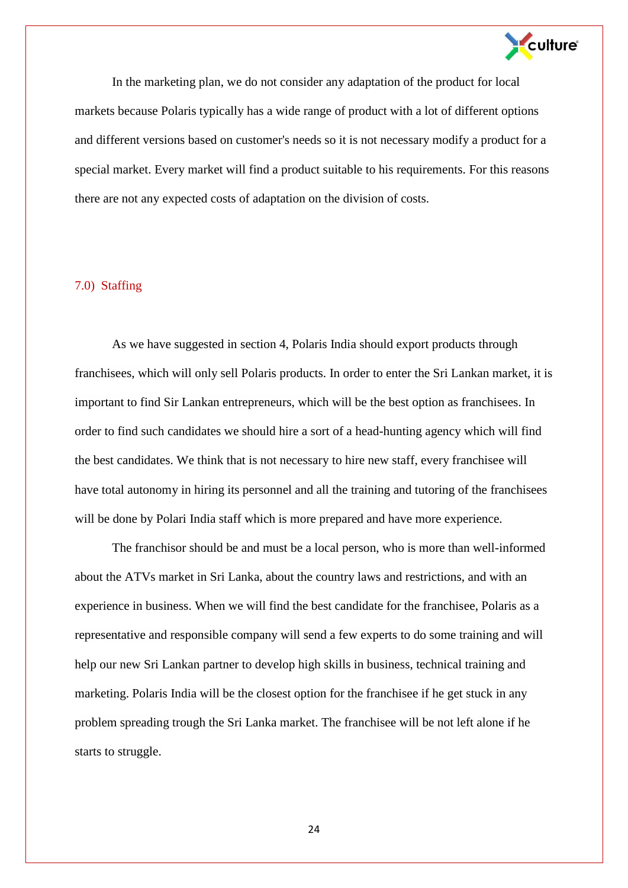In the marketing plan, we do not consider any adaptation of the product for local markets because Polaris typically has a wide range of product with a lot of different options and different versions based on customer's needs so it is not necessary modify a product for a special market. Every market will find a product suitable to his requirements. For this reasons there are not any expected costs of adaptation on the division of costs.

## 7.0) Staffing

As we have suggested in section 4, Polaris India should export products through franchisees, which will only sell Polaris products. In order to enter the Sri Lankan market, it is important to find Sir Lankan entrepreneurs, which will be the best option as franchisees. In order to find such candidates we should hire a sort of a head-hunting agency which will find the best candidates. We think that is not necessary to hire new staff, every franchisee will have total autonomy in hiring its personnel and all the training and tutoring of the franchisees will be done by Polari India staff which is more prepared and have more experience.

The franchisor should be and must be a local person, who is more than well-informed about the ATVs market in Sri Lanka, about the country laws and restrictions, and with an experience in business. When we will find the best candidate for the franchisee, Polaris as a representative and responsible company will send a few experts to do some training and will help our new Sri Lankan partner to develop high skills in business, technical training and marketing. Polaris India will be the closest option for the franchisee if he get stuck in any problem spreading trough the Sri Lanka market. The franchisee will be not left alone if he starts to struggle.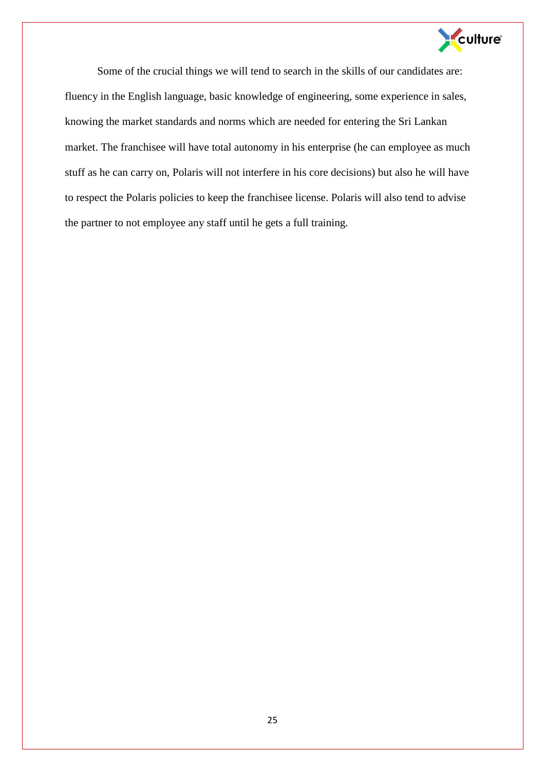Some of the crucial things we will tend to search in the skills of our candidates are: fluency in the English language, basic knowledge of engineering, some experience in sales, knowing the market standards and norms which are needed for entering the Sri Lankan market. The franchisee will have total autonomy in his enterprise (he can employee as much stuff as he can carry on, Polaris will not interfere in his core decisions) but also he will have to respect the Polaris policies to keep the franchisee license. Polaris will also tend to advise the partner to not employee any staff until he gets a full training.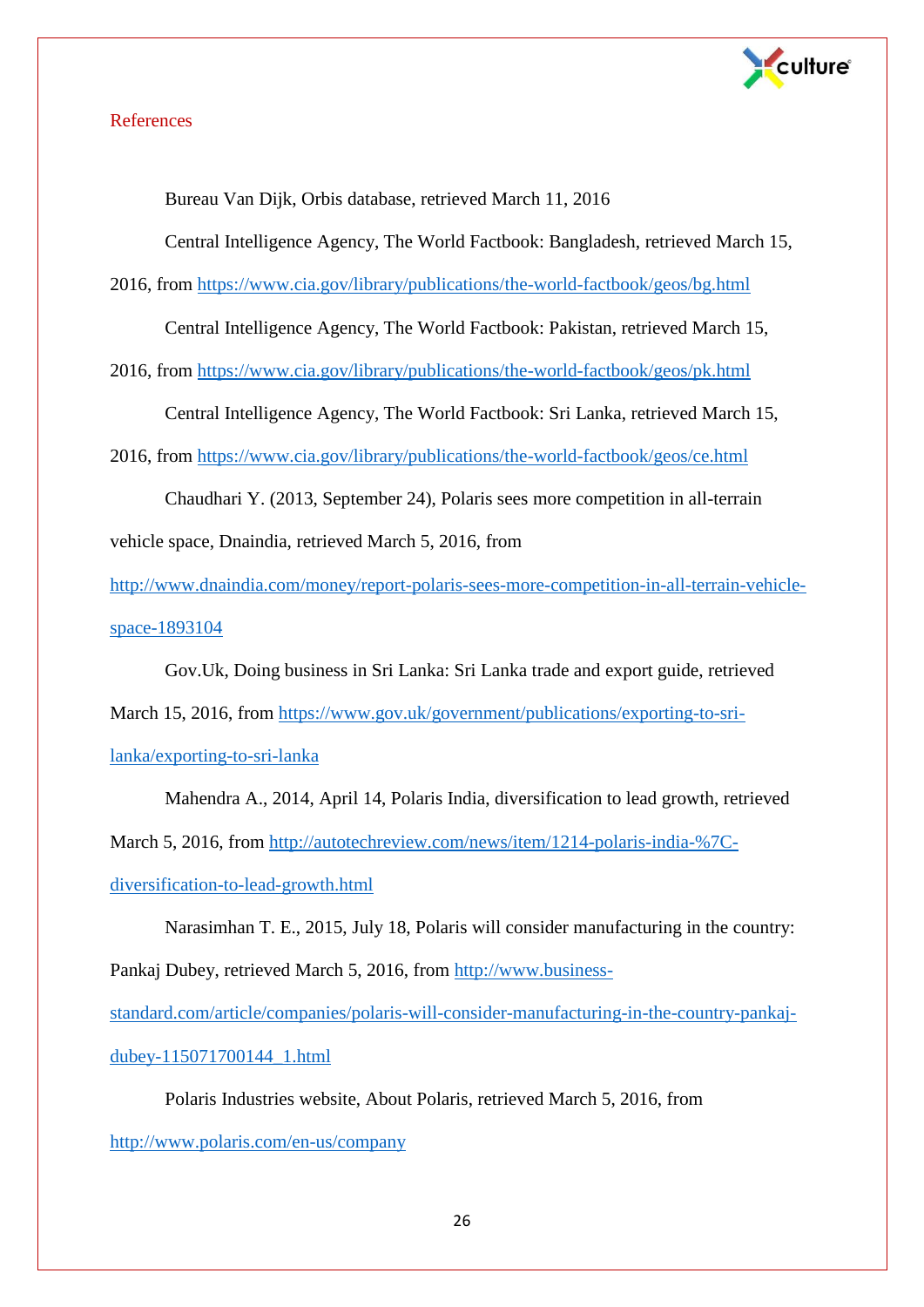## References

Bureau Van Dijk, Orbis database, retrieved March 11, 2016

Central Intelligence Agency, The World Factbook: Bangladesh, retrieved March 15, 2016, from https://www.cia.gov/library/publications/the-world-factbook/geos/bg.html

Central Intelligence Agency, The World Factbook: Pakistan, retrieved March 15, 2016, from https://www.cia.gov/library/publications/the-world-factbook/geos/pk.html

Central Intelligence Agency, The World Factbook: Sri Lanka, retrieved March 15, 2016, from https://www.cia.gov/library/publications/the-world-factbook/geos/ce.html

Chaudhari Y. (2013, September 24), Polaris sees more competition in all-terrain vehicle space, Dnaindia, retrieved March 5, 2016, from http://www.dnaindia.com/money/report-polaris-sees-more-competition-in-all-terrain-vehicle-space-1893104

Gov.Uk, Doing business in Sri Lanka: Sri Lanka trade and export guide, retrieved March 15, 2016, from https://www.gov.uk/government/publications/exporting-to-sri-lanka/exporting-to-sri-lanka

Mahendra A., 2014, April 14, Polaris India, diversification to lead growth, retrieved March 5, 2016, from http://autotechreview.com/news/item/1214-polaris-india-%7C-diversification-to-lead-growth.html

Narasimhan T. E., 2015, July 18, Polaris will consider manufacturing in the country: Pankaj Dubey, retrieved March 5, 2016, from http://www.business-standard.com/article/companies/polaris-will-consider-manufacturing-in-the-country-pankaj-dubey-115071700144_1.html

Polaris Industries website, About Polaris, retrieved March 5, 2016, from http://www.polaris.com/en-us/company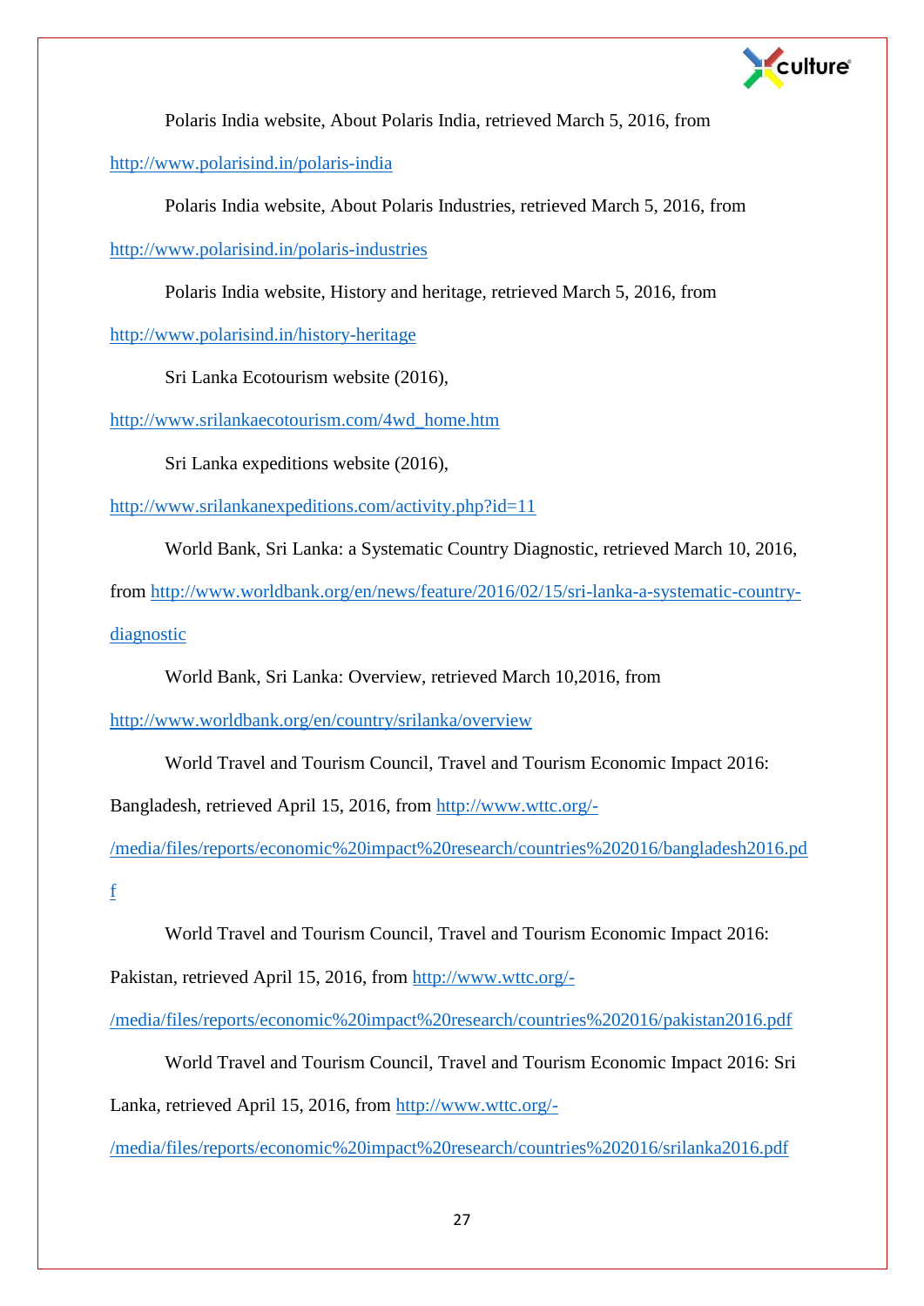Polaris India website, About Polaris India, retrieved March 5, 2016, from http://www.polarisind.in/polaris-india

Polaris India website, About Polaris Industries, retrieved March 5, 2016, from http://www.polarisind.in/polaris-industries

Polaris India website, History and heritage, retrieved March 5, 2016, from http://www.polarisind.in/history-heritage

Sri Lanka Ecotourism website (2016), http://www.srilankaecotourism.com/4wd_home.htm

Sri Lanka expeditions website (2016), http://www.srilankanexpeditions.com/activity.php?id=11

World Bank, Sri Lanka: a Systematic Country Diagnostic, retrieved March 10, 2016, from http://www.worldbank.org/en/news/feature/2016/02/15/sri-lanka-a-systematic-country-diagnostic

World Bank, Sri Lanka: Overview, retrieved March 10,2016, from http://www.worldbank.org/en/country/srilanka/overview

World Travel and Tourism Council, Travel and Tourism Economic Impact 2016: Bangladesh, retrieved April 15, 2016, from http://www.wttc.org/-/media/files/reports/economic%20impact%20research/countries%202016/bangladesh2016.pdf

World Travel and Tourism Council, Travel and Tourism Economic Impact 2016: Pakistan, retrieved April 15, 2016, from http://www.wttc.org/-/media/files/reports/economic%20impact%20research/countries%202016/pakistan2016.pdf

World Travel and Tourism Council, Travel and Tourism Economic Impact 2016: Sri Lanka, retrieved April 15, 2016, from http://www.wttc.org/-/media/files/reports/economic%20impact%20research/countries%202016/srilanka2016.pdf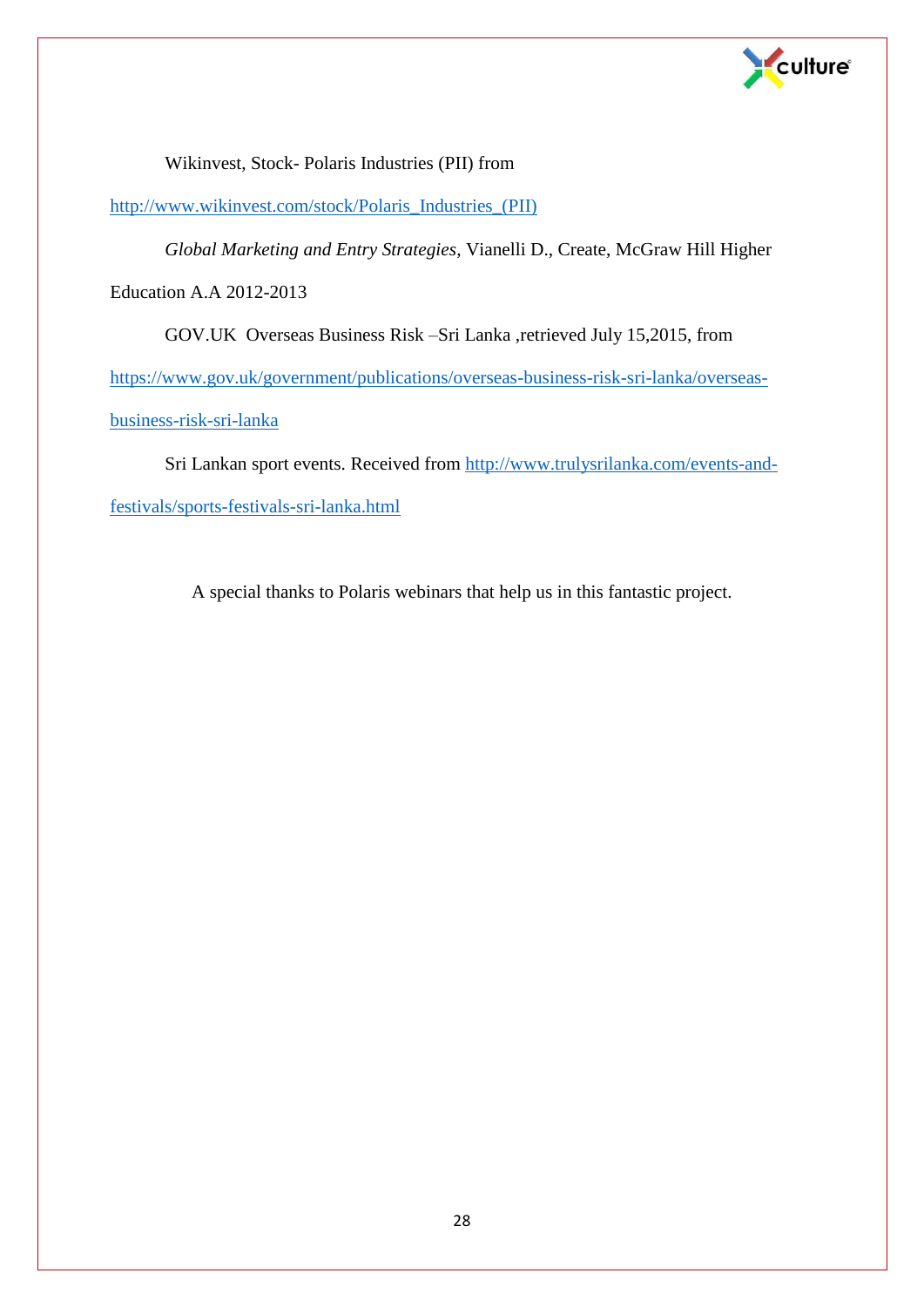Wikinvest, Stock- Polaris Industries (PII) from http://www.wikinvest.com/stock/Polaris_Industries_(PII)

*Global Marketing and Entry Strategies*, Vianelli D., Create, McGraw Hill Higher Education A.A 2012-2013

GOV.UK  Overseas Business Risk –Sri Lanka ,retrieved July 15,2015, from https://www.gov.uk/government/publications/overseas-business-risk-sri-lanka/overseas-business-risk-sri-lanka

Sri Lankan sport events. Received from http://www.trulysrilanka.com/events-and-festivals/sports-festivals-sri-lanka.html

A special thanks to Polaris webinars that help us in this fantastic project.